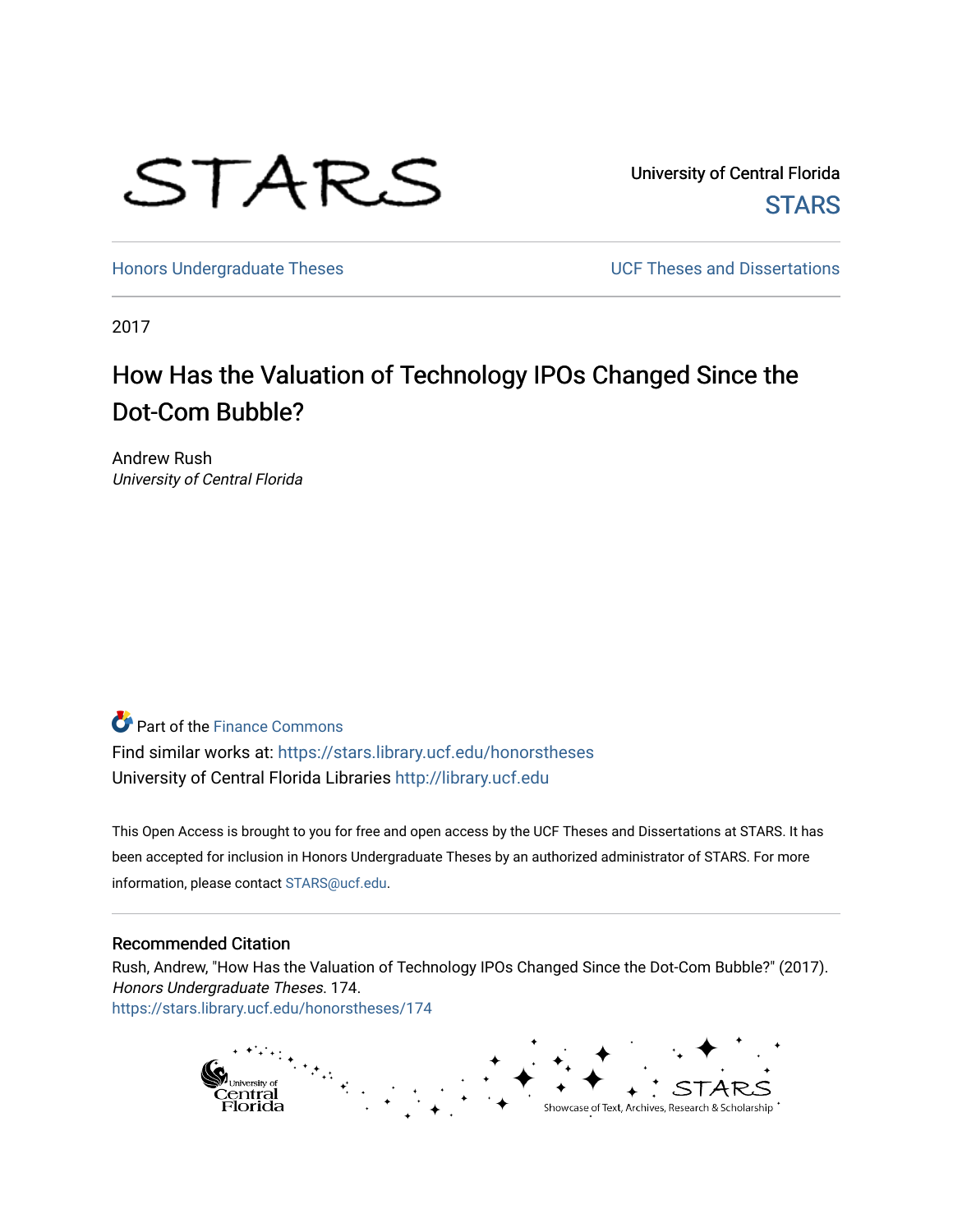STARS

University of Central Florida

STARS

Honors Undergraduate Theses

UCF Theses and Dissertations

2017

# How Has the Valuation of Technology IPOs Changed Since the Dot-Com Bubble?

Andrew Rush

*University of Central Florida*

Part of the Finance Commons

Find similar works at: https://stars.library.ucf.edu/honorstheses

University of Central Florida Libraries http://library.ucf.edu

This Open Access is brought to you for free and open access by the UCF Theses and Dissertations at STARS. It has been accepted for inclusion in Honors Undergraduate Theses by an authorized administrator of STARS. For more information, please contact STARS@ucf.edu.

## Recommended Citation

Rush, Andrew, "How Has the Valuation of Technology IPOs Changed Since the Dot-Com Bubble?" (2017). *Honors Undergraduate Theses*. 174.

https://stars.library.ucf.edu/honorstheses/174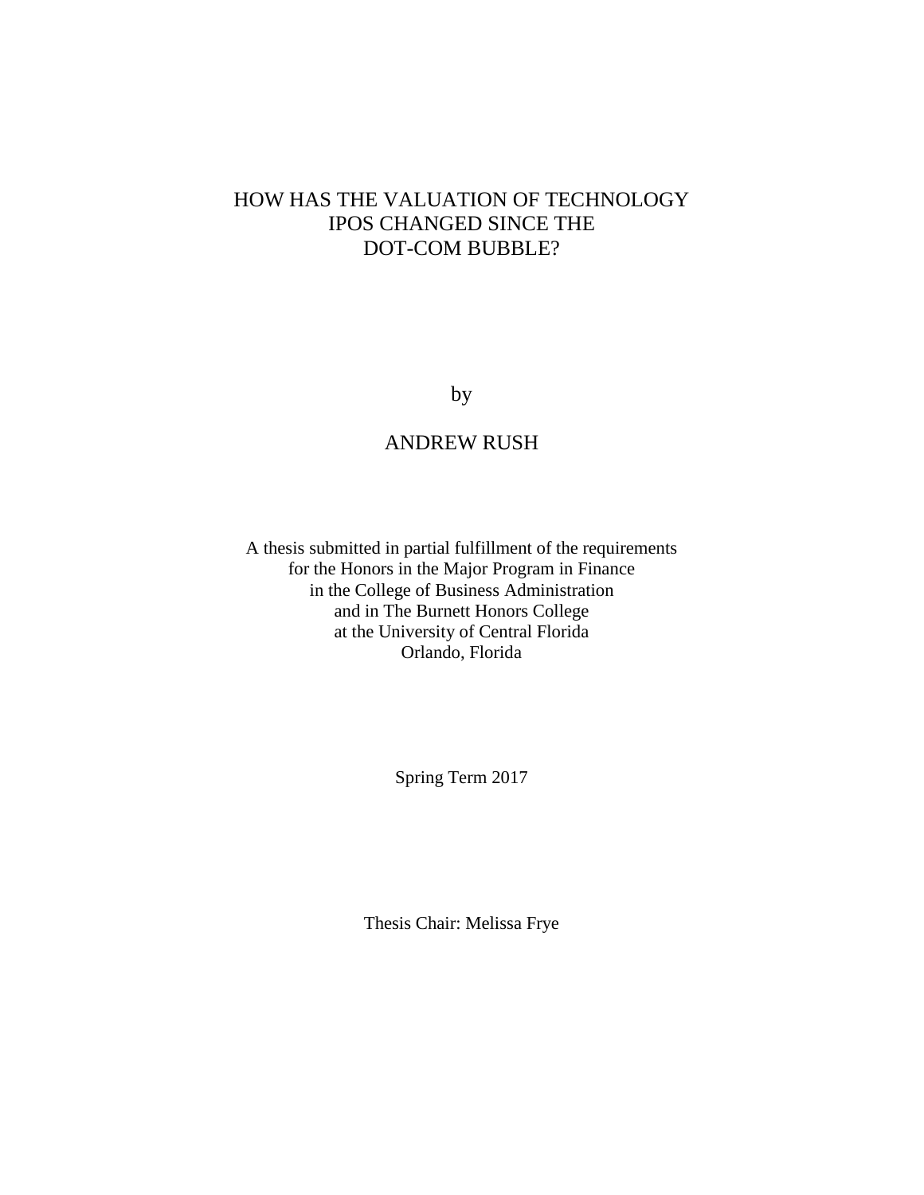# HOW HAS THE VALUATION OF TECHNOLOGY IPOS CHANGED SINCE THE DOT-COM BUBBLE?

by

ANDREW RUSH

A thesis submitted in partial fulfillment of the requirements
for the Honors in the Major Program in Finance
in the College of Business Administration
and in The Burnett Honors College
at the University of Central Florida
Orlando, Florida

Spring Term 2017

Thesis Chair: Melissa Frye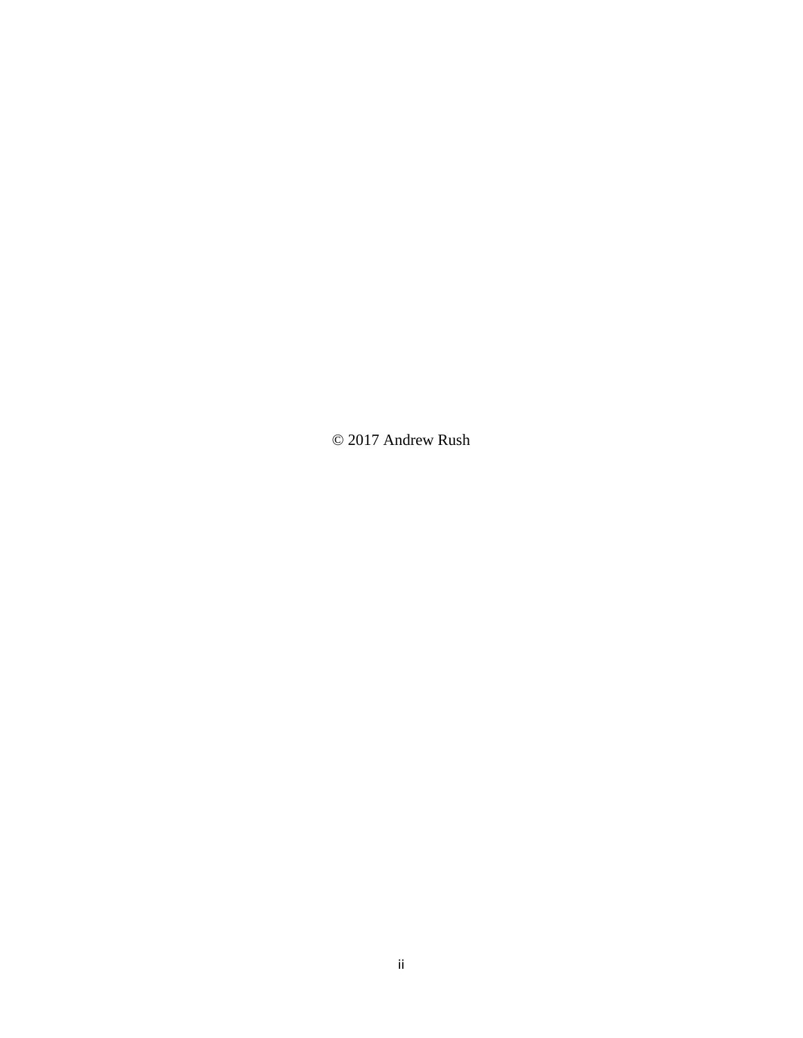© 2017 Andrew Rush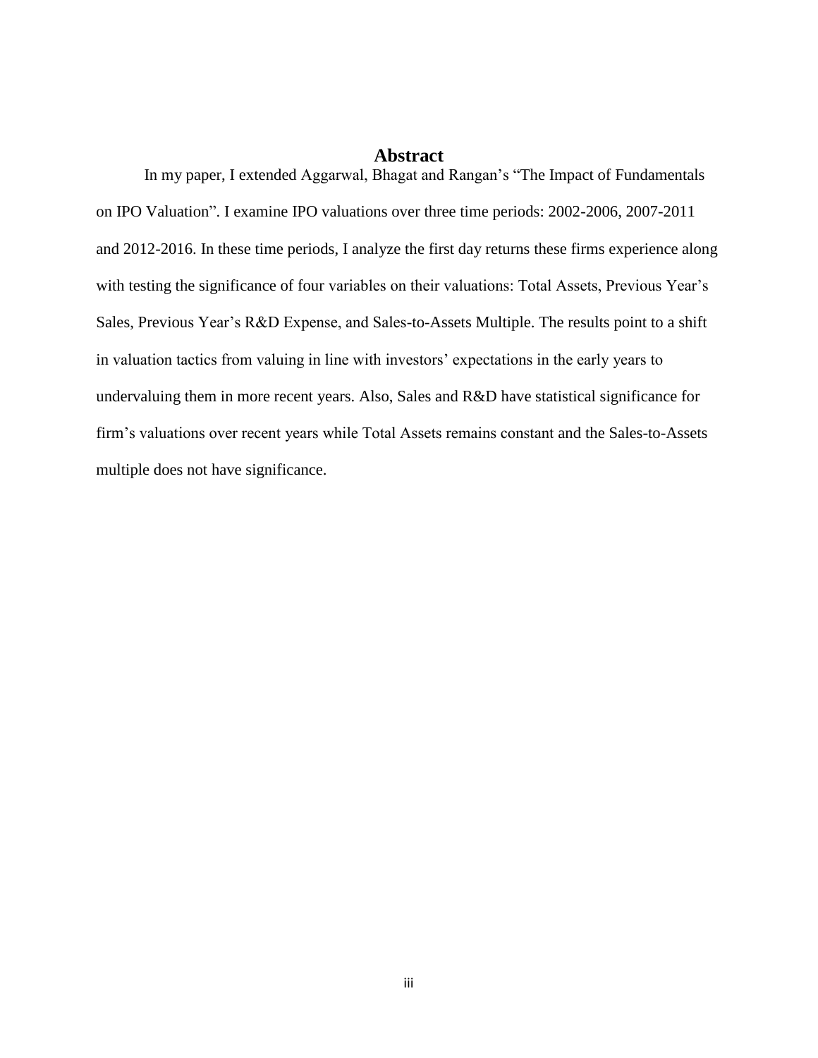# Abstract

In my paper, I extended Aggarwal, Bhagat and Rangan's "The Impact of Fundamentals on IPO Valuation". I examine IPO valuations over three time periods: 2002-2006, 2007-2011 and 2012-2016. In these time periods, I analyze the first day returns these firms experience along with testing the significance of four variables on their valuations: Total Assets, Previous Year's Sales, Previous Year's R&D Expense, and Sales-to-Assets Multiple. The results point to a shift in valuation tactics from valuing in line with investors' expectations in the early years to undervaluing them in more recent years. Also, Sales and R&D have statistical significance for firm's valuations over recent years while Total Assets remains constant and the Sales-to-Assets multiple does not have significance.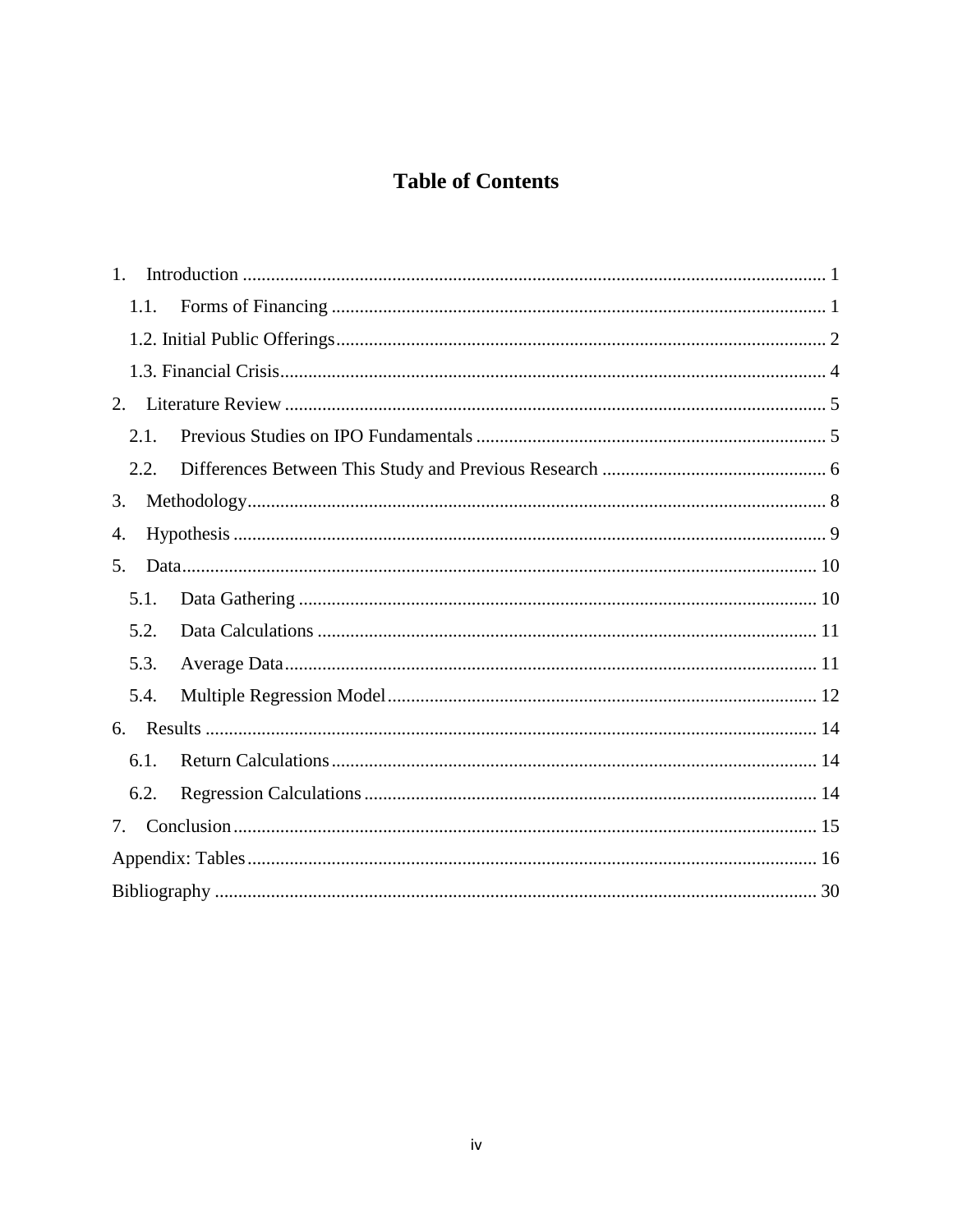# Table of Contents

1. Introduction ... 1
   - 1.1. Forms of Financing ... 1
   - 1.2. Initial Public Offerings ... 2
   - 1.3. Financial Crisis ... 4
2. Literature Review ... 5
   - 2.1. Previous Studies on IPO Fundamentals ... 5
   - 2.2. Differences Between This Study and Previous Research ... 6
3. Methodology ... 8
4. Hypothesis ... 9
5. Data ... 10
   - 5.1. Data Gathering ... 10
   - 5.2. Data Calculations ... 11
   - 5.3. Average Data ... 11
   - 5.4. Multiple Regression Model ... 12
6. Results ... 14
   - 6.1. Return Calculations ... 14
   - 6.2. Regression Calculations ... 14
7. Conclusion ... 15

Appendix: Tables ... 16

Bibliography ... 30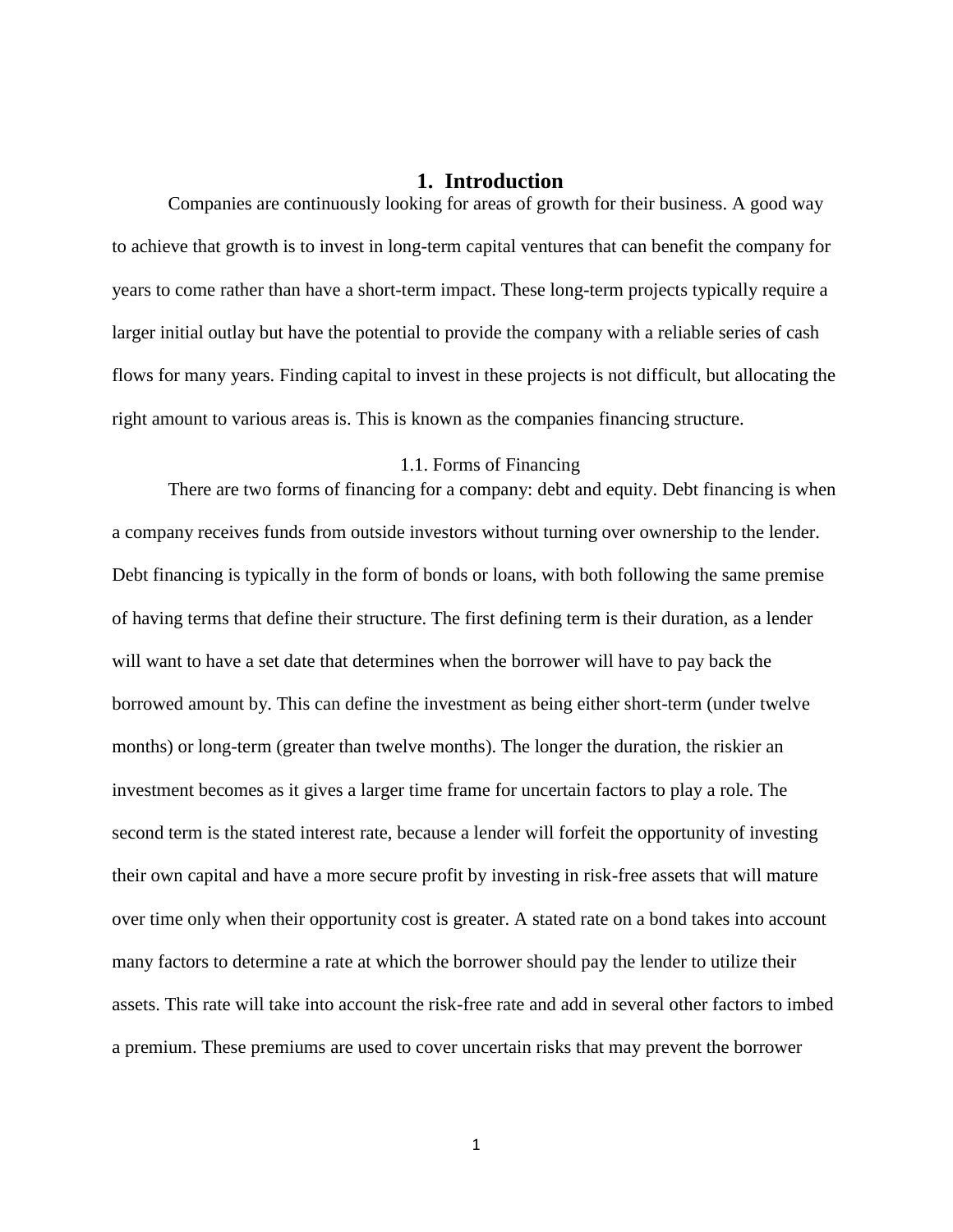# 1. Introduction

Companies are continuously looking for areas of growth for their business. A good way to achieve that growth is to invest in long-term capital ventures that can benefit the company for years to come rather than have a short-term impact. These long-term projects typically require a larger initial outlay but have the potential to provide the company with a reliable series of cash flows for many years. Finding capital to invest in these projects is not difficult, but allocating the right amount to various areas is. This is known as the companies financing structure.

## 1.1. Forms of Financing

There are two forms of financing for a company: debt and equity. Debt financing is when a company receives funds from outside investors without turning over ownership to the lender. Debt financing is typically in the form of bonds or loans, with both following the same premise of having terms that define their structure. The first defining term is their duration, as a lender will want to have a set date that determines when the borrower will have to pay back the borrowed amount by. This can define the investment as being either short-term (under twelve months) or long-term (greater than twelve months). The longer the duration, the riskier an investment becomes as it gives a larger time frame for uncertain factors to play a role. The second term is the stated interest rate, because a lender will forfeit the opportunity of investing their own capital and have a more secure profit by investing in risk-free assets that will mature over time only when their opportunity cost is greater. A stated rate on a bond takes into account many factors to determine a rate at which the borrower should pay the lender to utilize their assets. This rate will take into account the risk-free rate and add in several other factors to imbed a premium. These premiums are used to cover uncertain risks that may prevent the borrower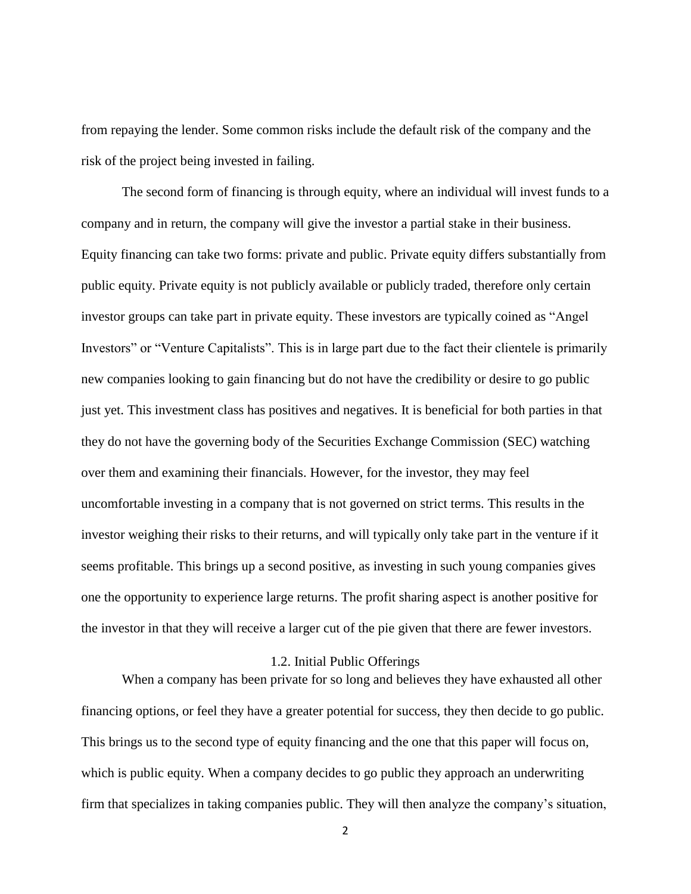from repaying the lender. Some common risks include the default risk of the company and the risk of the project being invested in failing.

The second form of financing is through equity, where an individual will invest funds to a company and in return, the company will give the investor a partial stake in their business. Equity financing can take two forms: private and public. Private equity differs substantially from public equity. Private equity is not publicly available or publicly traded, therefore only certain investor groups can take part in private equity. These investors are typically coined as "Angel Investors" or "Venture Capitalists". This is in large part due to the fact their clientele is primarily new companies looking to gain financing but do not have the credibility or desire to go public just yet. This investment class has positives and negatives. It is beneficial for both parties in that they do not have the governing body of the Securities Exchange Commission (SEC) watching over them and examining their financials. However, for the investor, they may feel uncomfortable investing in a company that is not governed on strict terms. This results in the investor weighing their risks to their returns, and will typically only take part in the venture if it seems profitable. This brings up a second positive, as investing in such young companies gives one the opportunity to experience large returns. The profit sharing aspect is another positive for the investor in that they will receive a larger cut of the pie given that there are fewer investors.

### 1.2. Initial Public Offerings

When a company has been private for so long and believes they have exhausted all other financing options, or feel they have a greater potential for success, they then decide to go public. This brings us to the second type of equity financing and the one that this paper will focus on, which is public equity. When a company decides to go public they approach an underwriting firm that specializes in taking companies public. They will then analyze the company's situation,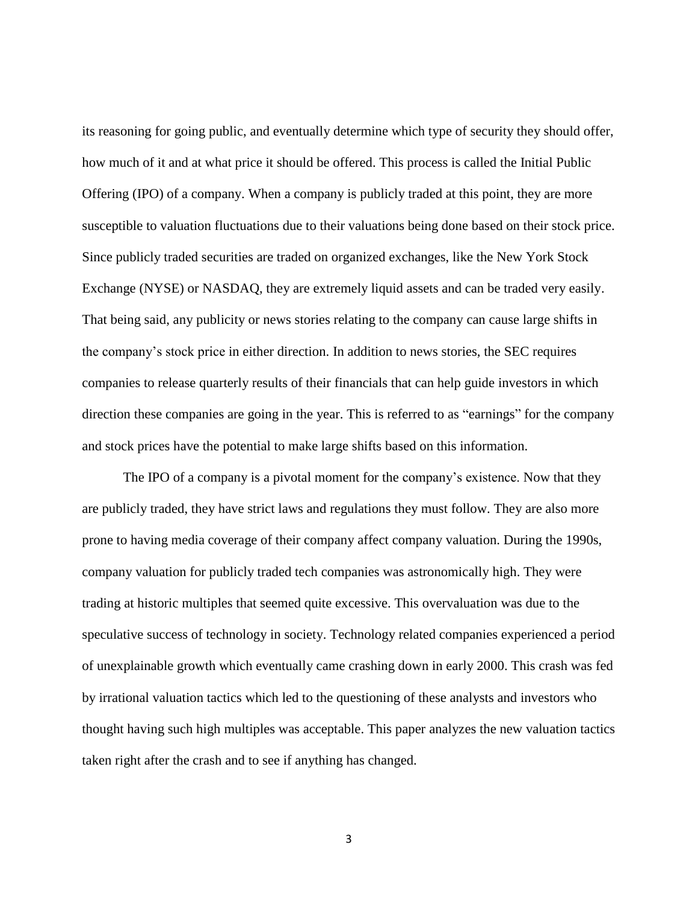its reasoning for going public, and eventually determine which type of security they should offer, how much of it and at what price it should be offered. This process is called the Initial Public Offering (IPO) of a company. When a company is publicly traded at this point, they are more susceptible to valuation fluctuations due to their valuations being done based on their stock price. Since publicly traded securities are traded on organized exchanges, like the New York Stock Exchange (NYSE) or NASDAQ, they are extremely liquid assets and can be traded very easily. That being said, any publicity or news stories relating to the company can cause large shifts in the company's stock price in either direction. In addition to news stories, the SEC requires companies to release quarterly results of their financials that can help guide investors in which direction these companies are going in the year. This is referred to as "earnings" for the company and stock prices have the potential to make large shifts based on this information.

The IPO of a company is a pivotal moment for the company's existence. Now that they are publicly traded, they have strict laws and regulations they must follow. They are also more prone to having media coverage of their company affect company valuation. During the 1990s, company valuation for publicly traded tech companies was astronomically high. They were trading at historic multiples that seemed quite excessive. This overvaluation was due to the speculative success of technology in society. Technology related companies experienced a period of unexplainable growth which eventually came crashing down in early 2000. This crash was fed by irrational valuation tactics which led to the questioning of these analysts and investors who thought having such high multiples was acceptable. This paper analyzes the new valuation tactics taken right after the crash and to see if anything has changed.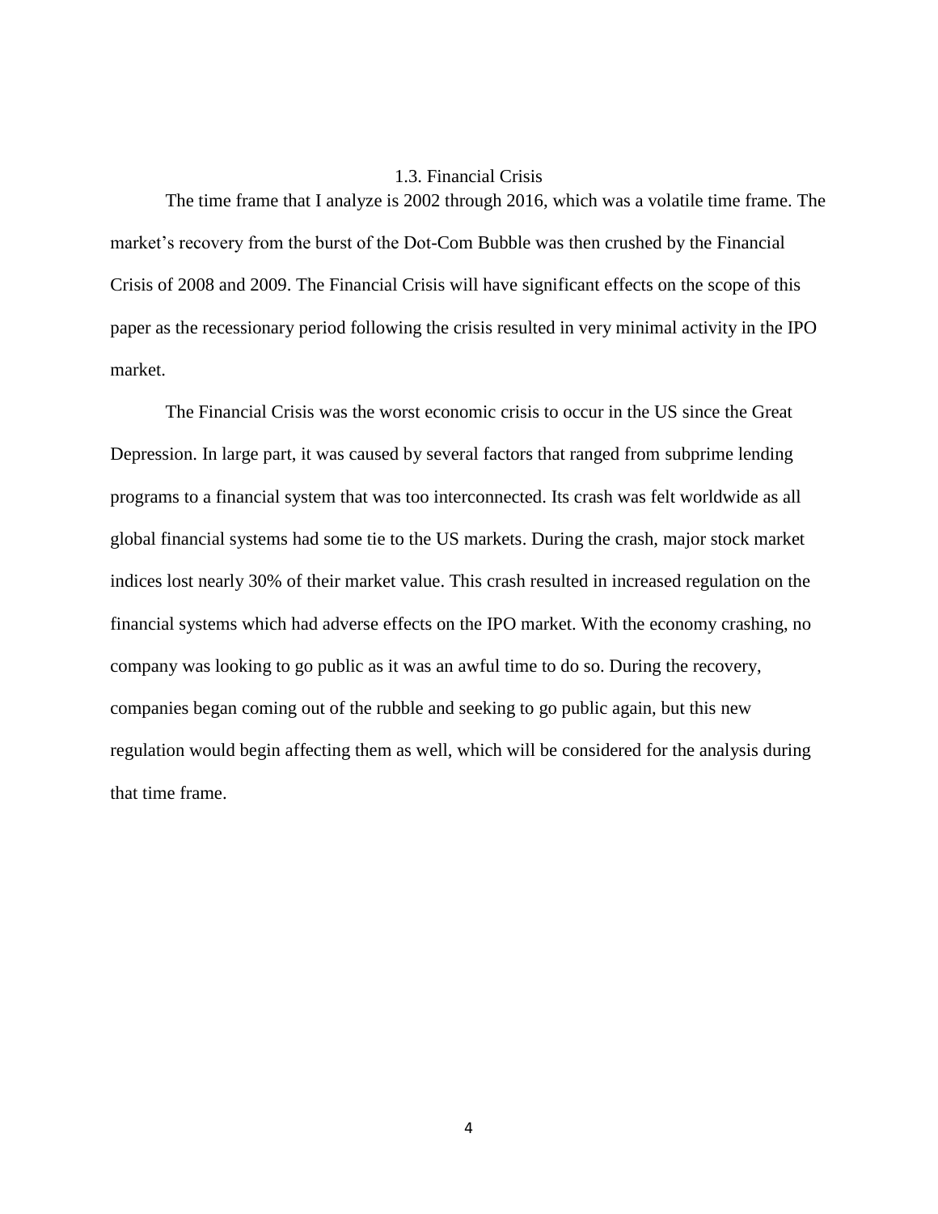### 1.3. Financial Crisis

The time frame that I analyze is 2002 through 2016, which was a volatile time frame. The market's recovery from the burst of the Dot-Com Bubble was then crushed by the Financial Crisis of 2008 and 2009. The Financial Crisis will have significant effects on the scope of this paper as the recessionary period following the crisis resulted in very minimal activity in the IPO market.

The Financial Crisis was the worst economic crisis to occur in the US since the Great Depression. In large part, it was caused by several factors that ranged from subprime lending programs to a financial system that was too interconnected. Its crash was felt worldwide as all global financial systems had some tie to the US markets. During the crash, major stock market indices lost nearly 30% of their market value. This crash resulted in increased regulation on the financial systems which had adverse effects on the IPO market. With the economy crashing, no company was looking to go public as it was an awful time to do so. During the recovery, companies began coming out of the rubble and seeking to go public again, but this new regulation would begin affecting them as well, which will be considered for the analysis during that time frame.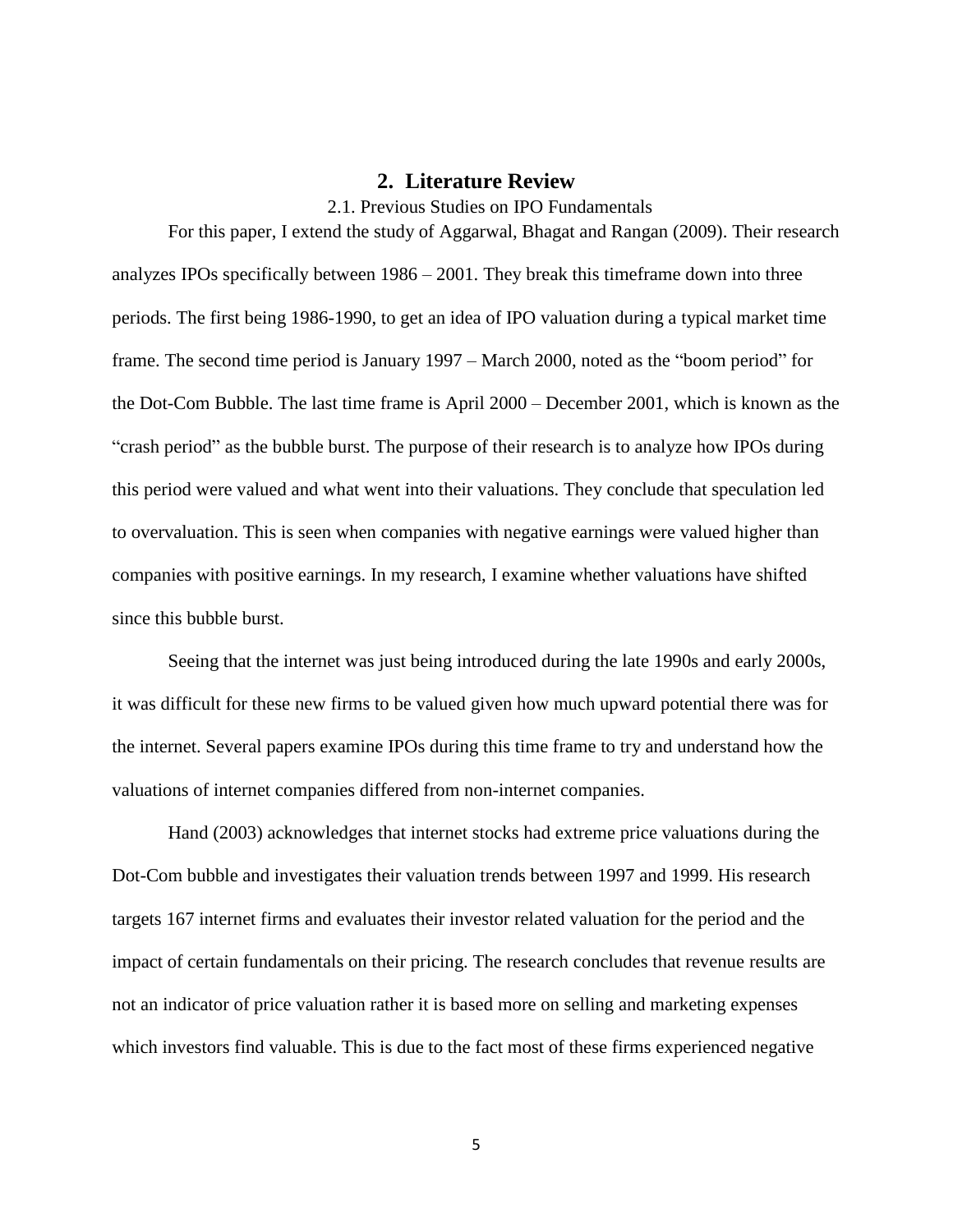## 2. Literature Review

### 2.1. Previous Studies on IPO Fundamentals

For this paper, I extend the study of Aggarwal, Bhagat and Rangan (2009). Their research analyzes IPOs specifically between 1986 – 2001. They break this timeframe down into three periods. The first being 1986-1990, to get an idea of IPO valuation during a typical market time frame. The second time period is January 1997 – March 2000, noted as the "boom period" for the Dot-Com Bubble. The last time frame is April 2000 – December 2001, which is known as the "crash period" as the bubble burst. The purpose of their research is to analyze how IPOs during this period were valued and what went into their valuations. They conclude that speculation led to overvaluation. This is seen when companies with negative earnings were valued higher than companies with positive earnings. In my research, I examine whether valuations have shifted since this bubble burst.

Seeing that the internet was just being introduced during the late 1990s and early 2000s, it was difficult for these new firms to be valued given how much upward potential there was for the internet. Several papers examine IPOs during this time frame to try and understand how the valuations of internet companies differed from non-internet companies.

Hand (2003) acknowledges that internet stocks had extreme price valuations during the Dot-Com bubble and investigates their valuation trends between 1997 and 1999. His research targets 167 internet firms and evaluates their investor related valuation for the period and the impact of certain fundamentals on their pricing. The research concludes that revenue results are not an indicator of price valuation rather it is based more on selling and marketing expenses which investors find valuable. This is due to the fact most of these firms experienced negative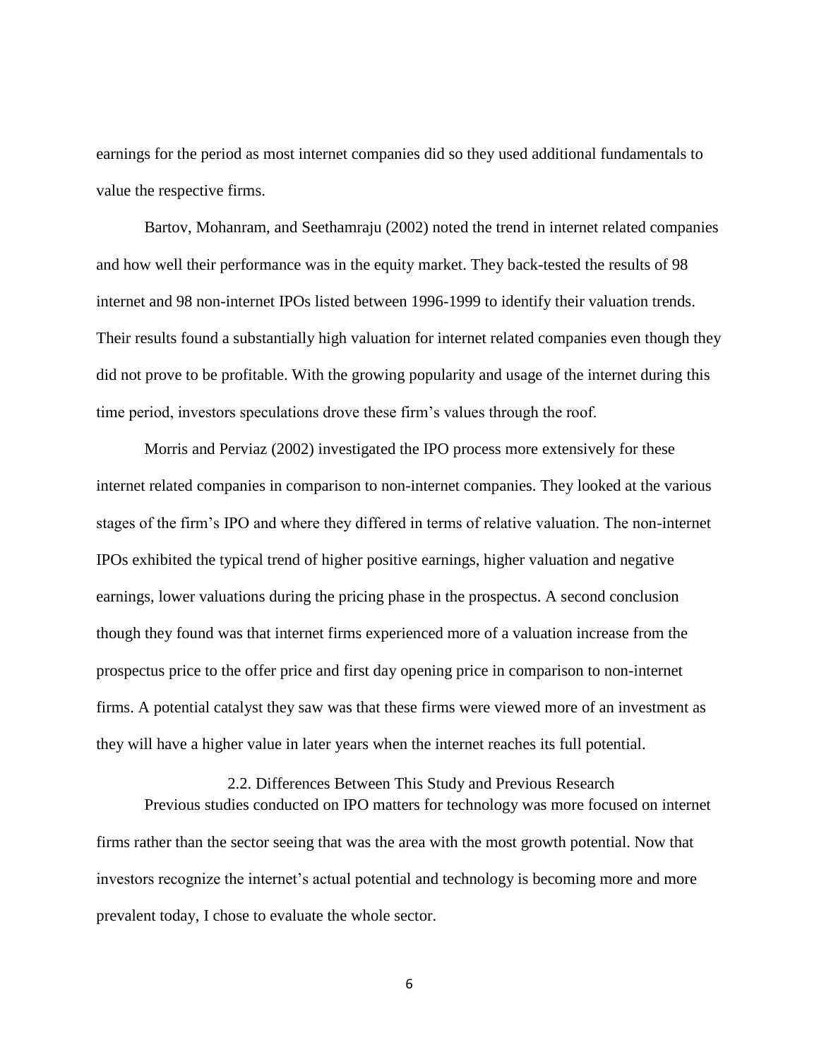earnings for the period as most internet companies did so they used additional fundamentals to value the respective firms.

Bartov, Mohanram, and Seethamraju (2002) noted the trend in internet related companies and how well their performance was in the equity market. They back-tested the results of 98 internet and 98 non-internet IPOs listed between 1996-1999 to identify their valuation trends. Their results found a substantially high valuation for internet related companies even though they did not prove to be profitable. With the growing popularity and usage of the internet during this time period, investors speculations drove these firm's values through the roof.

Morris and Perviaz (2002) investigated the IPO process more extensively for these internet related companies in comparison to non-internet companies. They looked at the various stages of the firm's IPO and where they differed in terms of relative valuation. The non-internet IPOs exhibited the typical trend of higher positive earnings, higher valuation and negative earnings, lower valuations during the pricing phase in the prospectus. A second conclusion though they found was that internet firms experienced more of a valuation increase from the prospectus price to the offer price and first day opening price in comparison to non-internet firms. A potential catalyst they saw was that these firms were viewed more of an investment as they will have a higher value in later years when the internet reaches its full potential.

### 2.2. Differences Between This Study and Previous Research

Previous studies conducted on IPO matters for technology was more focused on internet firms rather than the sector seeing that was the area with the most growth potential. Now that investors recognize the internet's actual potential and technology is becoming more and more prevalent today, I chose to evaluate the whole sector.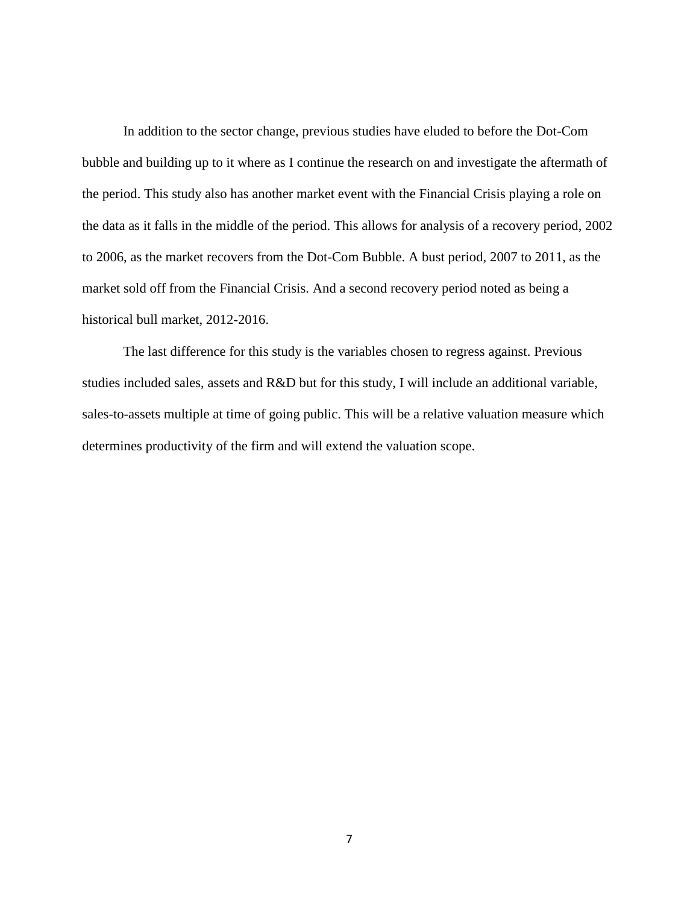In addition to the sector change, previous studies have eluded to before the Dot-Com bubble and building up to it where as I continue the research on and investigate the aftermath of the period. This study also has another market event with the Financial Crisis playing a role on the data as it falls in the middle of the period. This allows for analysis of a recovery period, 2002 to 2006, as the market recovers from the Dot-Com Bubble. A bust period, 2007 to 2011, as the market sold off from the Financial Crisis. And a second recovery period noted as being a historical bull market, 2012-2016.

The last difference for this study is the variables chosen to regress against. Previous studies included sales, assets and R&D but for this study, I will include an additional variable, sales-to-assets multiple at time of going public. This will be a relative valuation measure which determines productivity of the firm and will extend the valuation scope.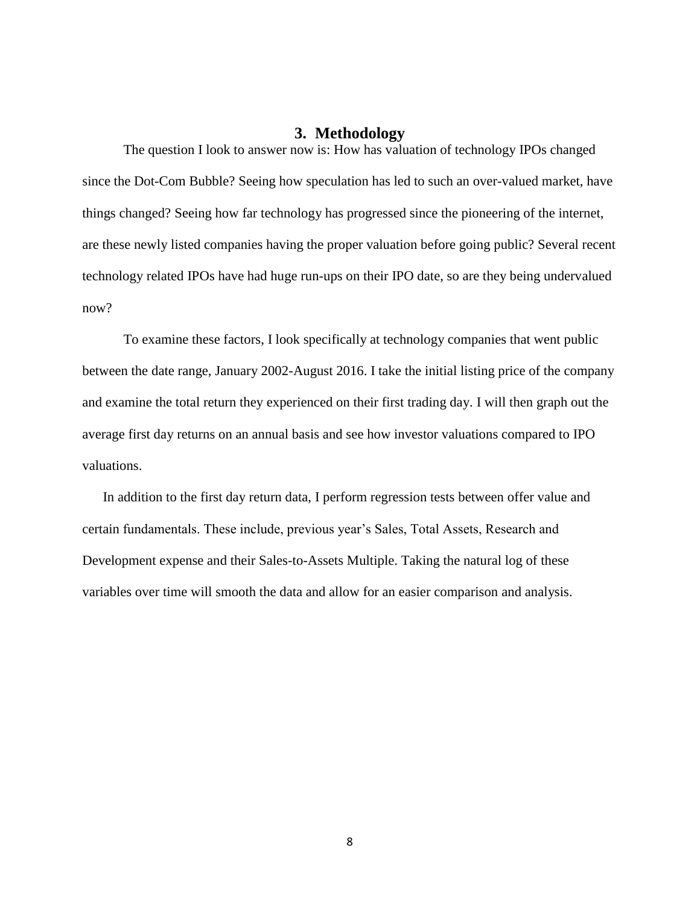## 3. Methodology

The question I look to answer now is: How has valuation of technology IPOs changed since the Dot-Com Bubble? Seeing how speculation has led to such an over-valued market, have things changed? Seeing how far technology has progressed since the pioneering of the internet, are these newly listed companies having the proper valuation before going public? Several recent technology related IPOs have had huge run-ups on their IPO date, so are they being undervalued now?

To examine these factors, I look specifically at technology companies that went public between the date range, January 2002-August 2016. I take the initial listing price of the company and examine the total return they experienced on their first trading day. I will then graph out the average first day returns on an annual basis and see how investor valuations compared to IPO valuations.

In addition to the first day return data, I perform regression tests between offer value and certain fundamentals. These include, previous year's Sales, Total Assets, Research and Development expense and their Sales-to-Assets Multiple. Taking the natural log of these variables over time will smooth the data and allow for an easier comparison and analysis.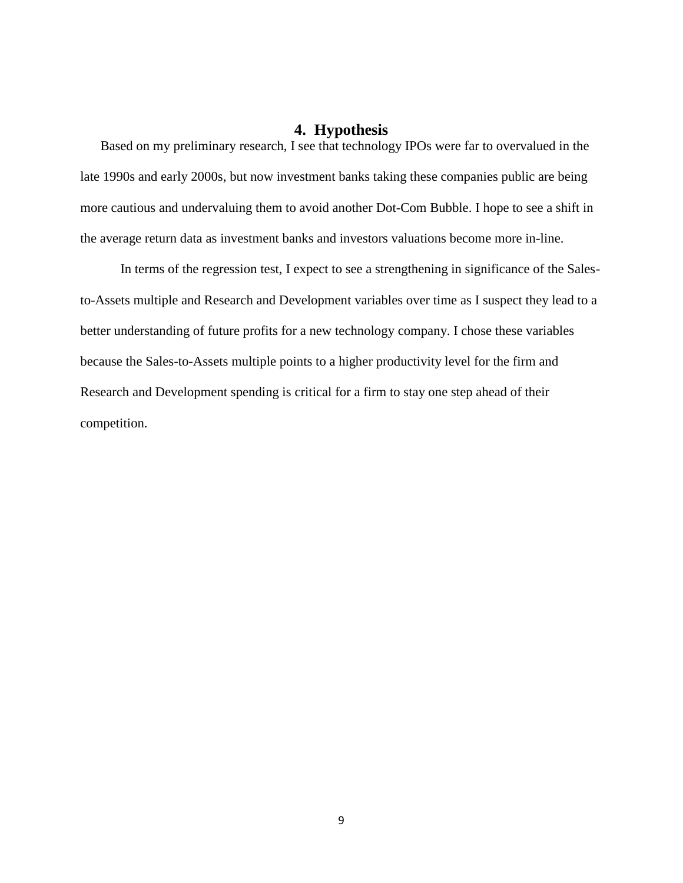## 4. Hypothesis

Based on my preliminary research, I see that technology IPOs were far to overvalued in the late 1990s and early 2000s, but now investment banks taking these companies public are being more cautious and undervaluing them to avoid another Dot-Com Bubble. I hope to see a shift in the average return data as investment banks and investors valuations become more in-line.

In terms of the regression test, I expect to see a strengthening in significance of the Sales-to-Assets multiple and Research and Development variables over time as I suspect they lead to a better understanding of future profits for a new technology company. I chose these variables because the Sales-to-Assets multiple points to a higher productivity level for the firm and Research and Development spending is critical for a firm to stay one step ahead of their competition.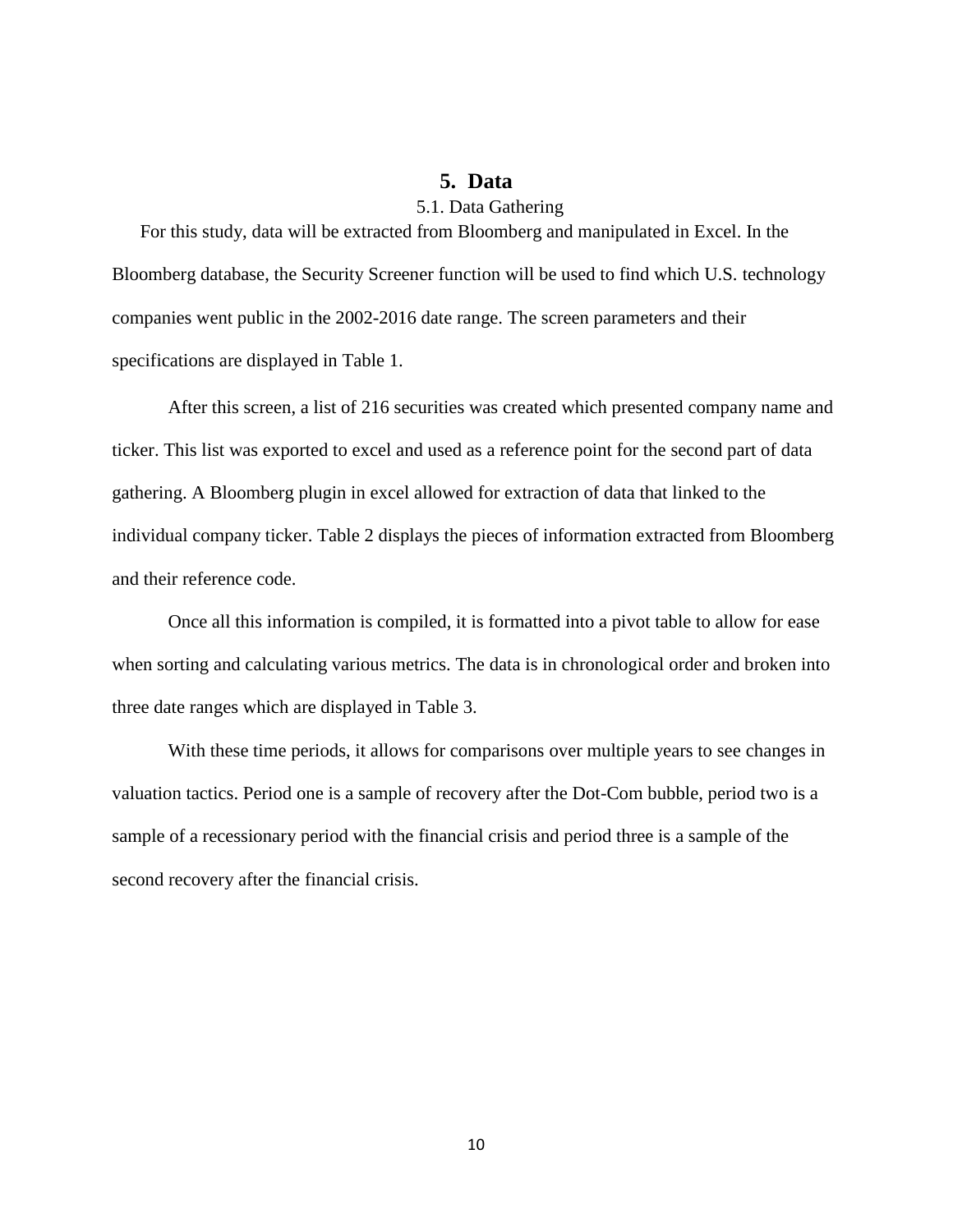# 5. Data

## 5.1. Data Gathering

For this study, data will be extracted from Bloomberg and manipulated in Excel. In the Bloomberg database, the Security Screener function will be used to find which U.S. technology companies went public in the 2002-2016 date range. The screen parameters and their specifications are displayed in Table 1.

After this screen, a list of 216 securities was created which presented company name and ticker. This list was exported to excel and used as a reference point for the second part of data gathering. A Bloomberg plugin in excel allowed for extraction of data that linked to the individual company ticker. Table 2 displays the pieces of information extracted from Bloomberg and their reference code.

Once all this information is compiled, it is formatted into a pivot table to allow for ease when sorting and calculating various metrics. The data is in chronological order and broken into three date ranges which are displayed in Table 3.

With these time periods, it allows for comparisons over multiple years to see changes in valuation tactics. Period one is a sample of recovery after the Dot-Com bubble, period two is a sample of a recessionary period with the financial crisis and period three is a sample of the second recovery after the financial crisis.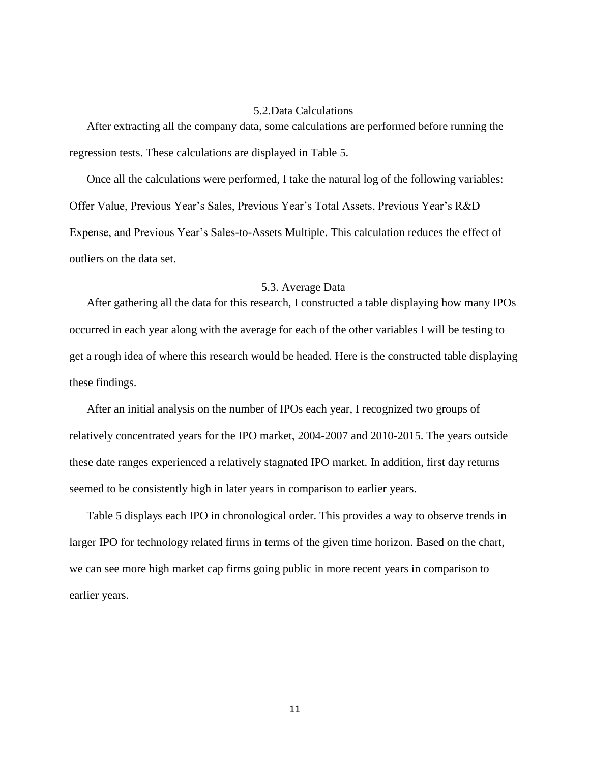### 5.2.Data Calculations

After extracting all the company data, some calculations are performed before running the regression tests. These calculations are displayed in Table 5.

Once all the calculations were performed, I take the natural log of the following variables: Offer Value, Previous Year's Sales, Previous Year's Total Assets, Previous Year's R&D Expense, and Previous Year's Sales-to-Assets Multiple. This calculation reduces the effect of outliers on the data set.

### 5.3. Average Data

After gathering all the data for this research, I constructed a table displaying how many IPOs occurred in each year along with the average for each of the other variables I will be testing to get a rough idea of where this research would be headed. Here is the constructed table displaying these findings.

After an initial analysis on the number of IPOs each year, I recognized two groups of relatively concentrated years for the IPO market, 2004-2007 and 2010-2015. The years outside these date ranges experienced a relatively stagnated IPO market. In addition, first day returns seemed to be consistently high in later years in comparison to earlier years.

Table 5 displays each IPO in chronological order. This provides a way to observe trends in larger IPO for technology related firms in terms of the given time horizon. Based on the chart, we can see more high market cap firms going public in more recent years in comparison to earlier years.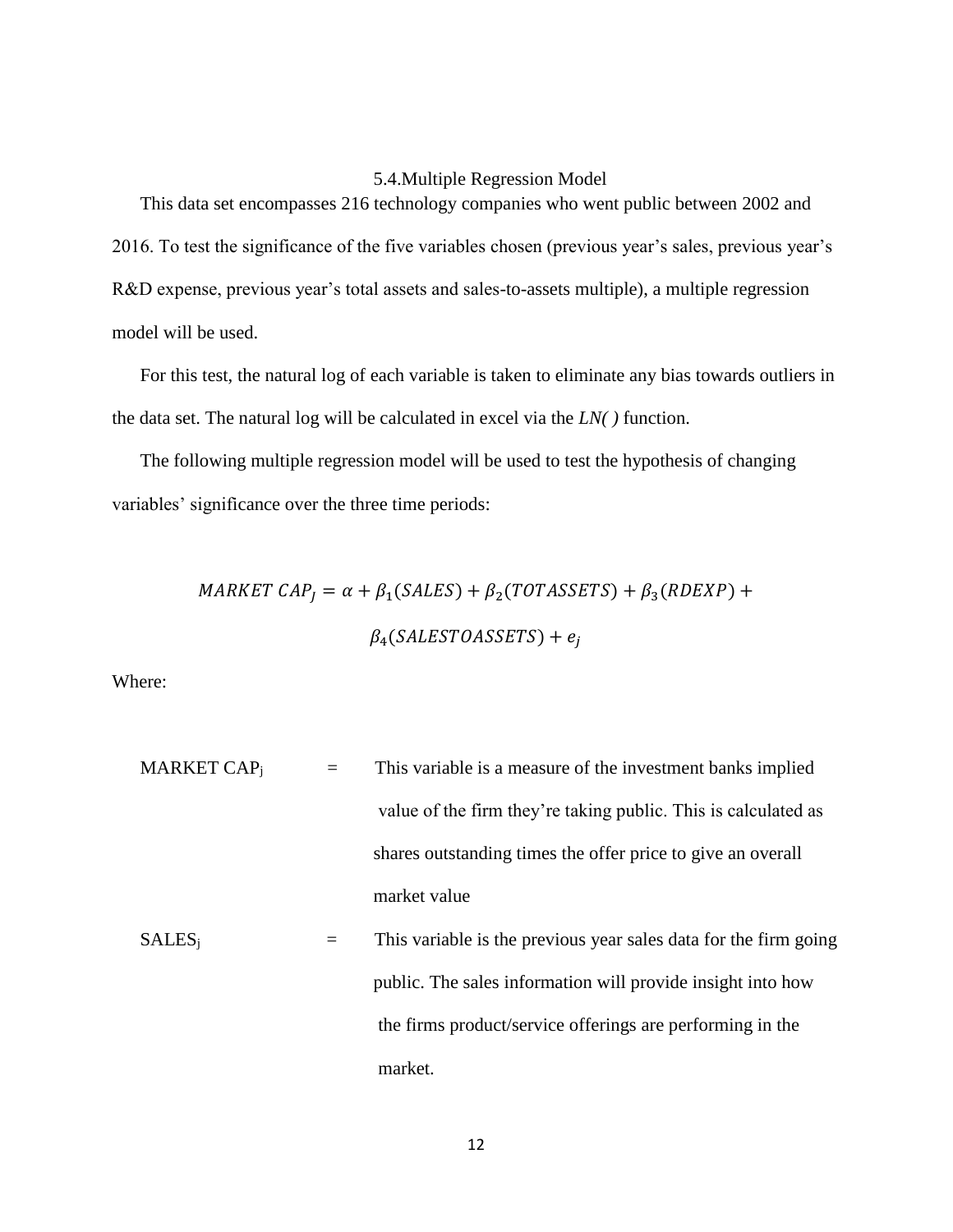### 5.4.Multiple Regression Model

This data set encompasses 216 technology companies who went public between 2002 and 2016. To test the significance of the five variables chosen (previous year's sales, previous year's R&D expense, previous year's total assets and sales-to-assets multiple), a multiple regression model will be used.

For this test, the natural log of each variable is taken to eliminate any bias towards outliers in the data set. The natural log will be calculated in excel via the *LN( )* function.

The following multiple regression model will be used to test the hypothesis of changing variables' significance over the three time periods:

$$MARKET\ CAP_J = \alpha + \beta_1(SALES) + \beta_2(TOTASSETS) + \beta_3(RDEXP) + \beta_4(SALESTOASSETS) + e_j$$

Where:

| | | |
|---|---|---|
| $\text{MARKET CAP}_j$ | = | This variable is a measure of the investment banks implied value of the firm they're taking public. This is calculated as shares outstanding times the offer price to give an overall market value |
| $\text{SALES}_j$ | = | This variable is the previous year sales data for the firm going public. The sales information will provide insight into how the firms product/service offerings are performing in the market. |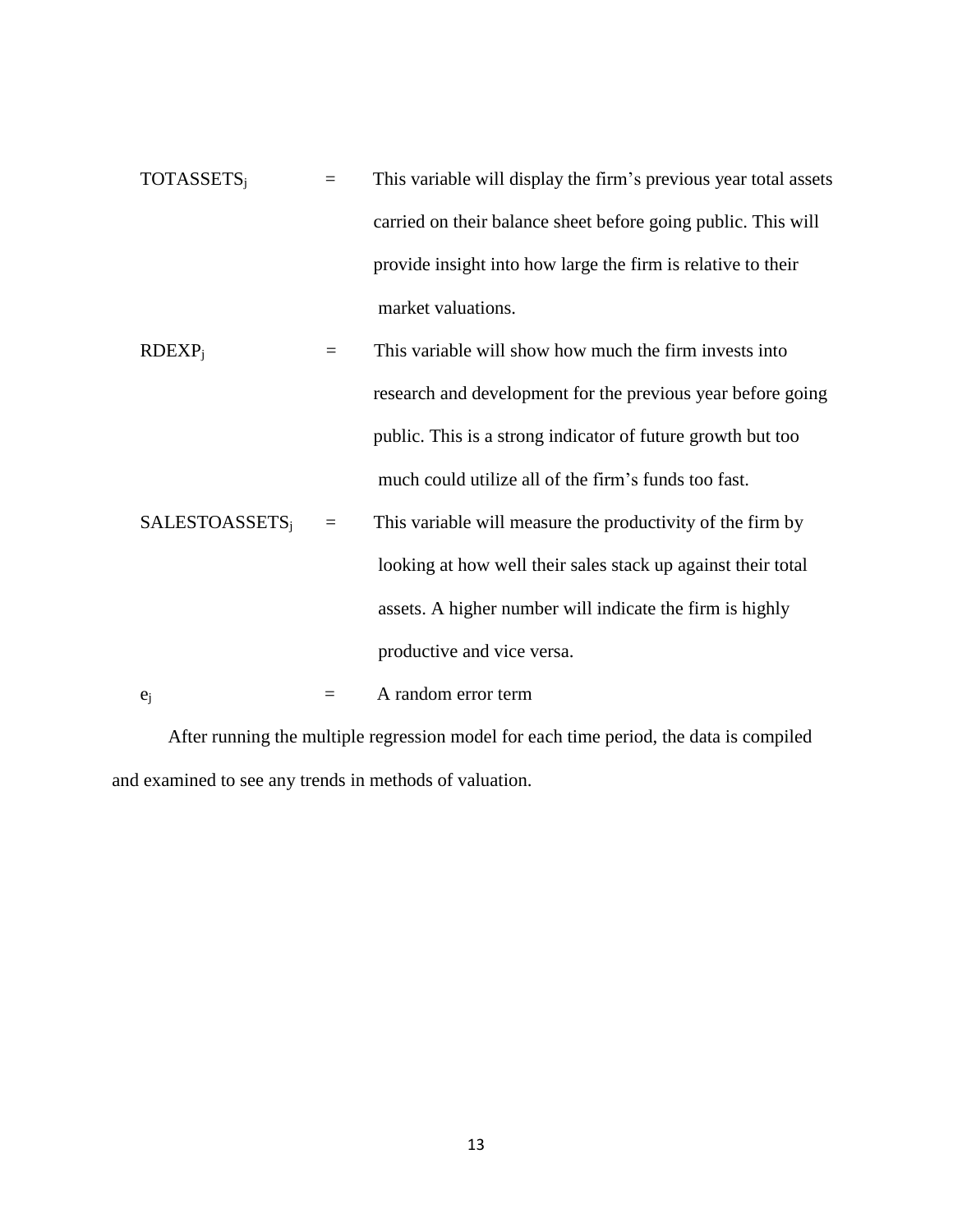$TOTASSETS_j$ = This variable will display the firm's previous year total assets carried on their balance sheet before going public. This will provide insight into how large the firm is relative to their market valuations.

$RDEXP_j$ = This variable will show how much the firm invests into research and development for the previous year before going public. This is a strong indicator of future growth but too much could utilize all of the firm's funds too fast.

$SALESTOASSETS_j$ = This variable will measure the productivity of the firm by looking at how well their sales stack up against their total assets. A higher number will indicate the firm is highly productive and vice versa.

$e_j$ = A random error term

After running the multiple regression model for each time period, the data is compiled and examined to see any trends in methods of valuation.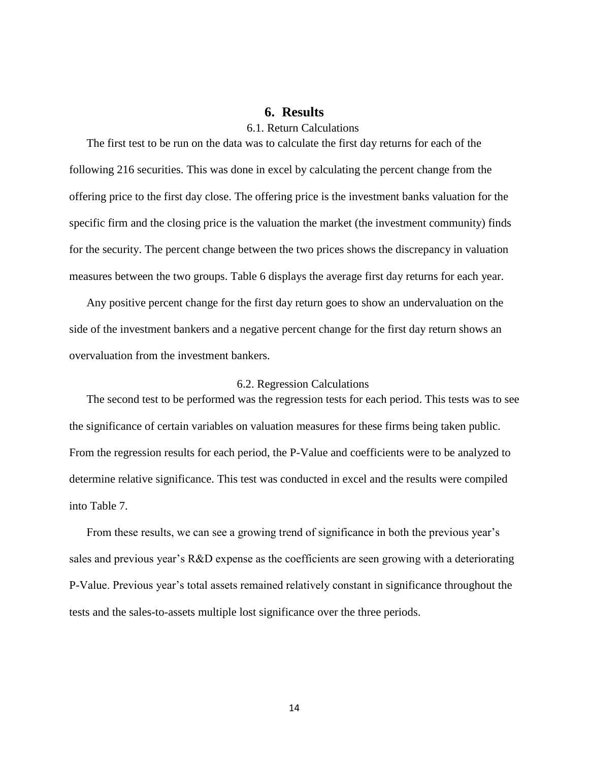## 6. Results

### 6.1. Return Calculations

The first test to be run on the data was to calculate the first day returns for each of the following 216 securities. This was done in excel by calculating the percent change from the offering price to the first day close. The offering price is the investment banks valuation for the specific firm and the closing price is the valuation the market (the investment community) finds for the security. The percent change between the two prices shows the discrepancy in valuation measures between the two groups. Table 6 displays the average first day returns for each year.

Any positive percent change for the first day return goes to show an undervaluation on the side of the investment bankers and a negative percent change for the first day return shows an overvaluation from the investment bankers.

### 6.2. Regression Calculations

The second test to be performed was the regression tests for each period. This tests was to see the significance of certain variables on valuation measures for these firms being taken public. From the regression results for each period, the P-Value and coefficients were to be analyzed to determine relative significance. This test was conducted in excel and the results were compiled into Table 7.

From these results, we can see a growing trend of significance in both the previous year's sales and previous year's R&D expense as the coefficients are seen growing with a deteriorating P-Value. Previous year's total assets remained relatively constant in significance throughout the tests and the sales-to-assets multiple lost significance over the three periods.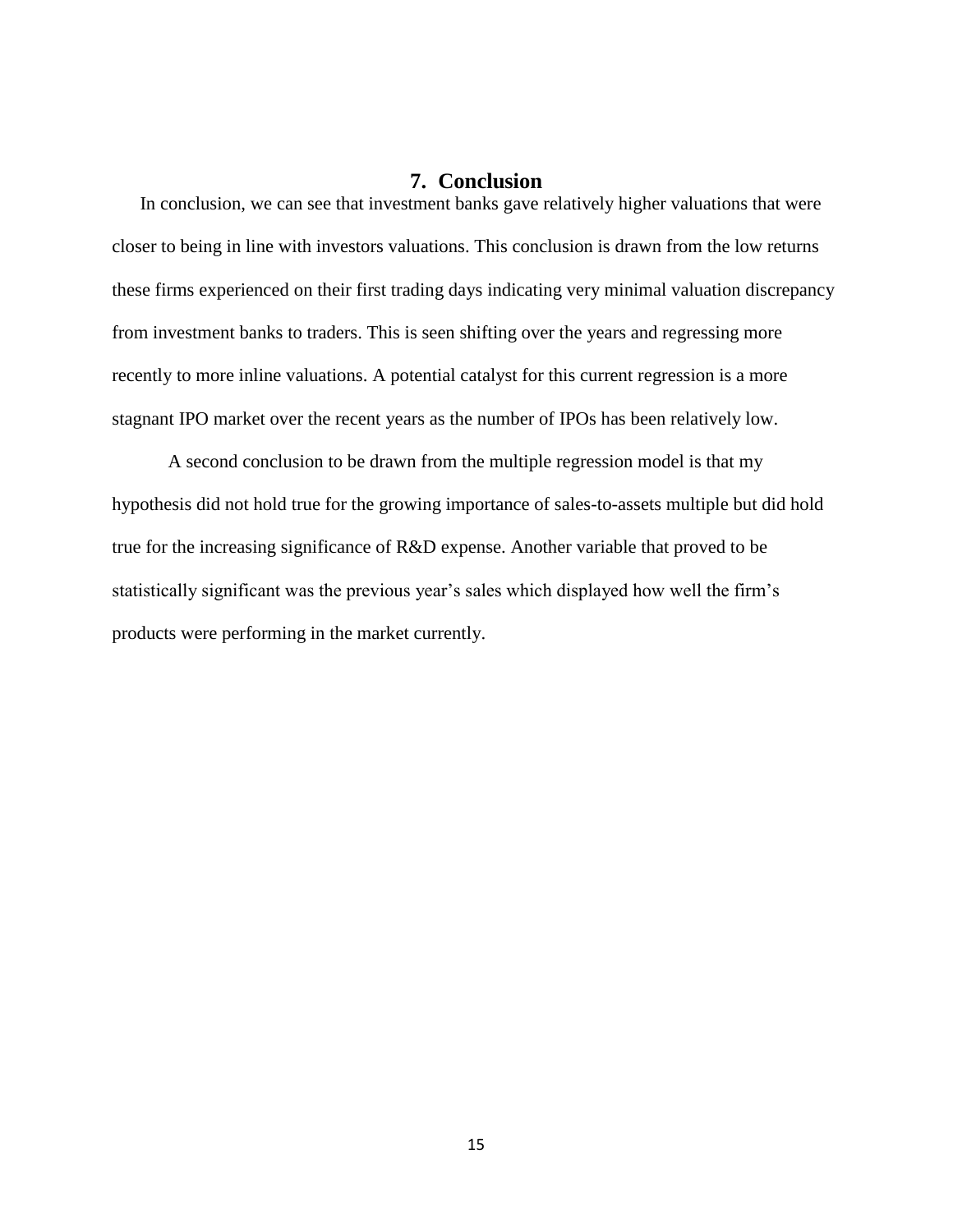## 7. Conclusion

In conclusion, we can see that investment banks gave relatively higher valuations that were closer to being in line with investors valuations. This conclusion is drawn from the low returns these firms experienced on their first trading days indicating very minimal valuation discrepancy from investment banks to traders. This is seen shifting over the years and regressing more recently to more inline valuations. A potential catalyst for this current regression is a more stagnant IPO market over the recent years as the number of IPOs has been relatively low.

A second conclusion to be drawn from the multiple regression model is that my hypothesis did not hold true for the growing importance of sales-to-assets multiple but did hold true for the increasing significance of R&D expense. Another variable that proved to be statistically significant was the previous year's sales which displayed how well the firm's products were performing in the market currently.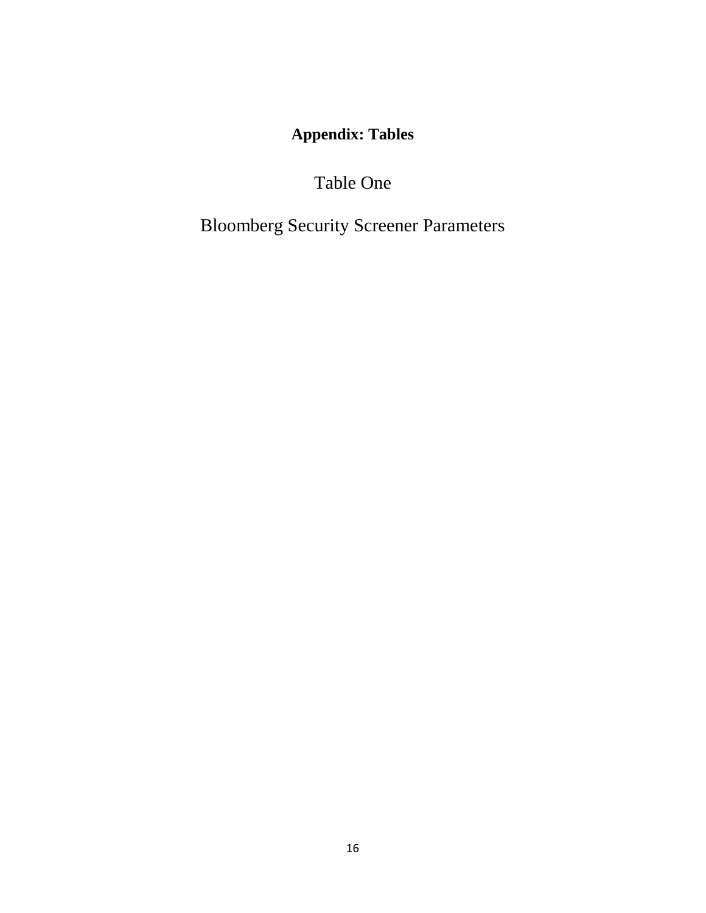# Appendix: Tables

## Table One

## Bloomberg Security Screener Parameters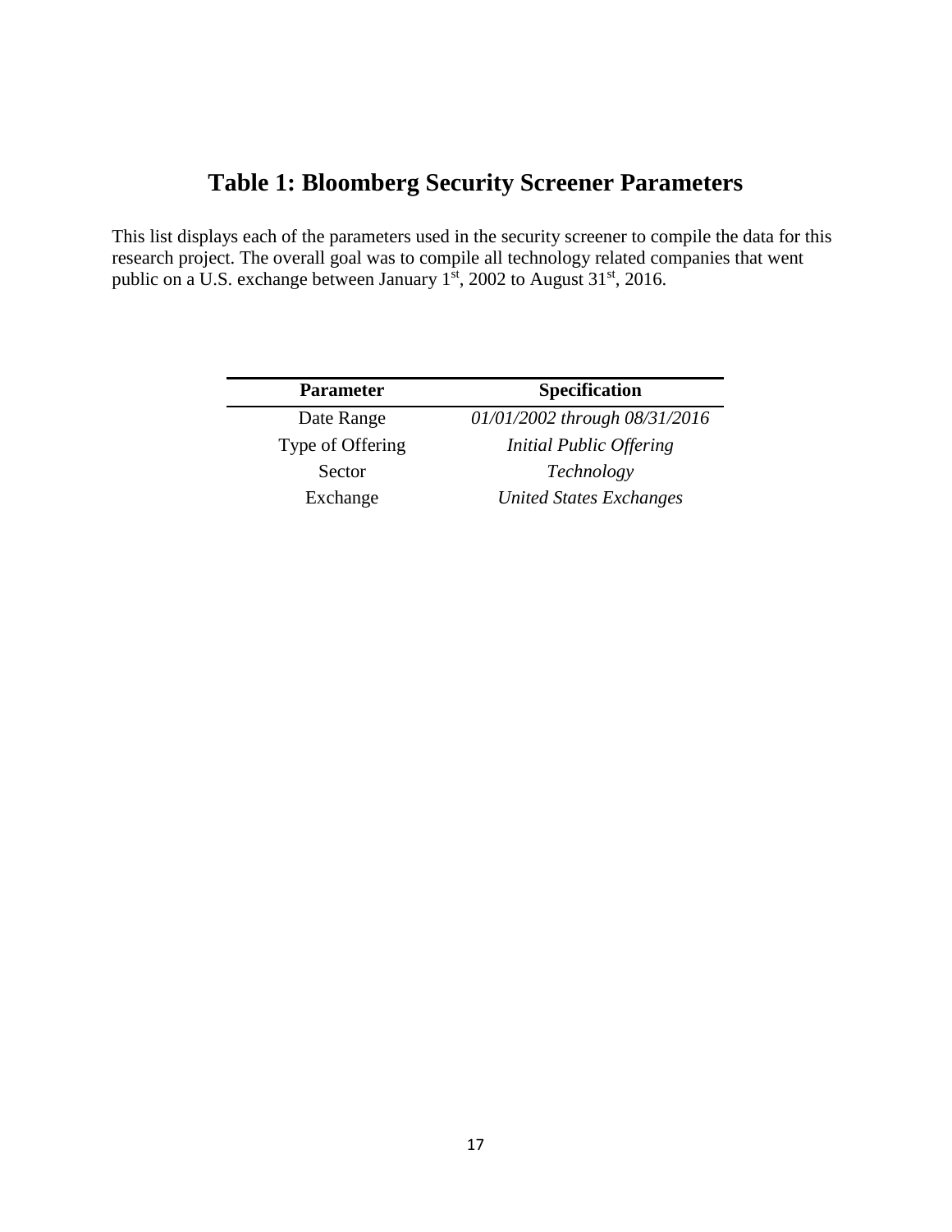# Table 1: Bloomberg Security Screener Parameters

This list displays each of the parameters used in the security screener to compile the data for this research project. The overall goal was to compile all technology related companies that went public on a U.S. exchange between January 1st, 2002 to August 31st, 2016.

| Parameter | Specification |
|---|---|
| Date Range | *01/01/2002 through 08/31/2016* |
| Type of Offering | *Initial Public Offering* |
| Sector | *Technology* |
| Exchange | *United States Exchanges* |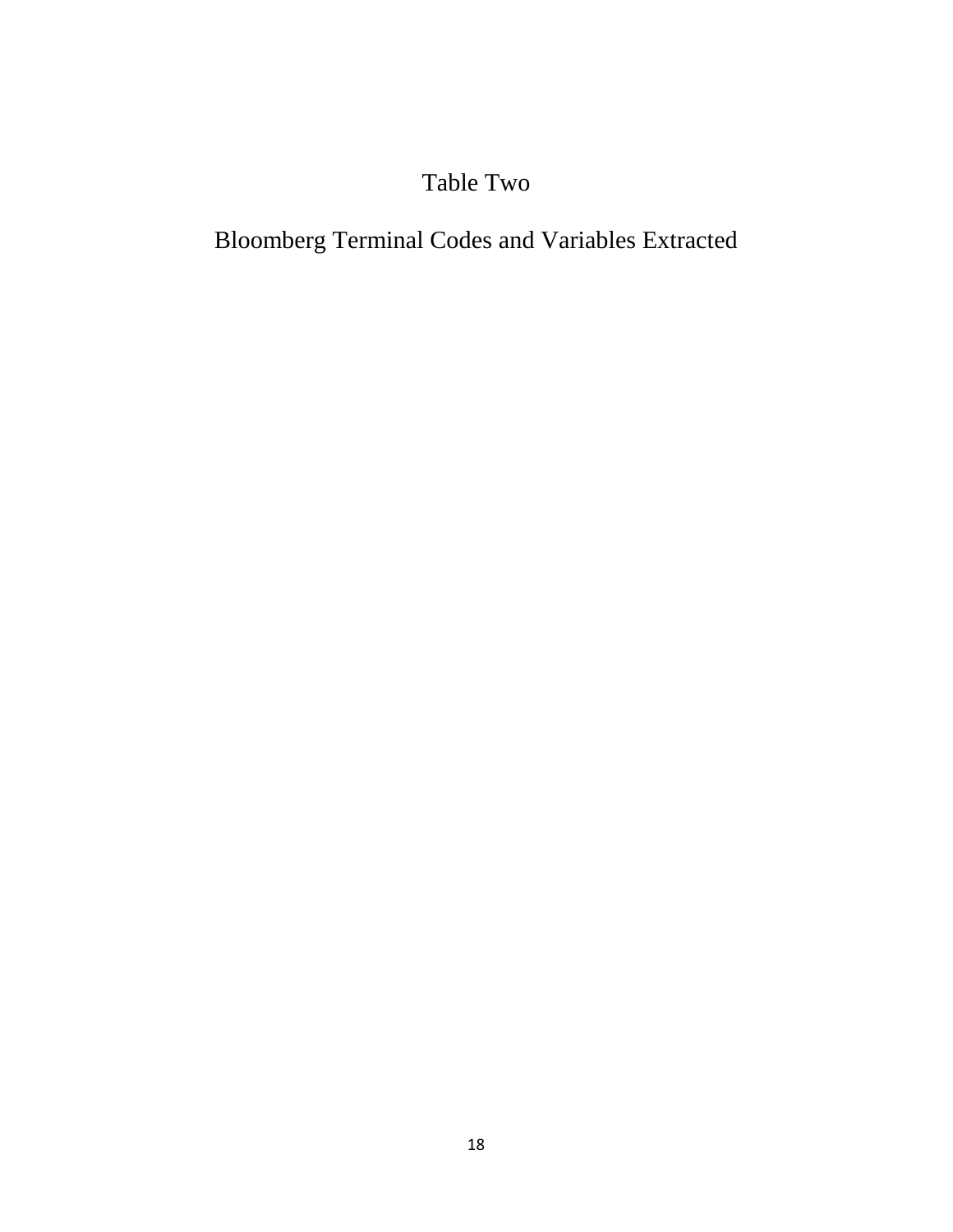# Table Two

## Bloomberg Terminal Codes and Variables Extracted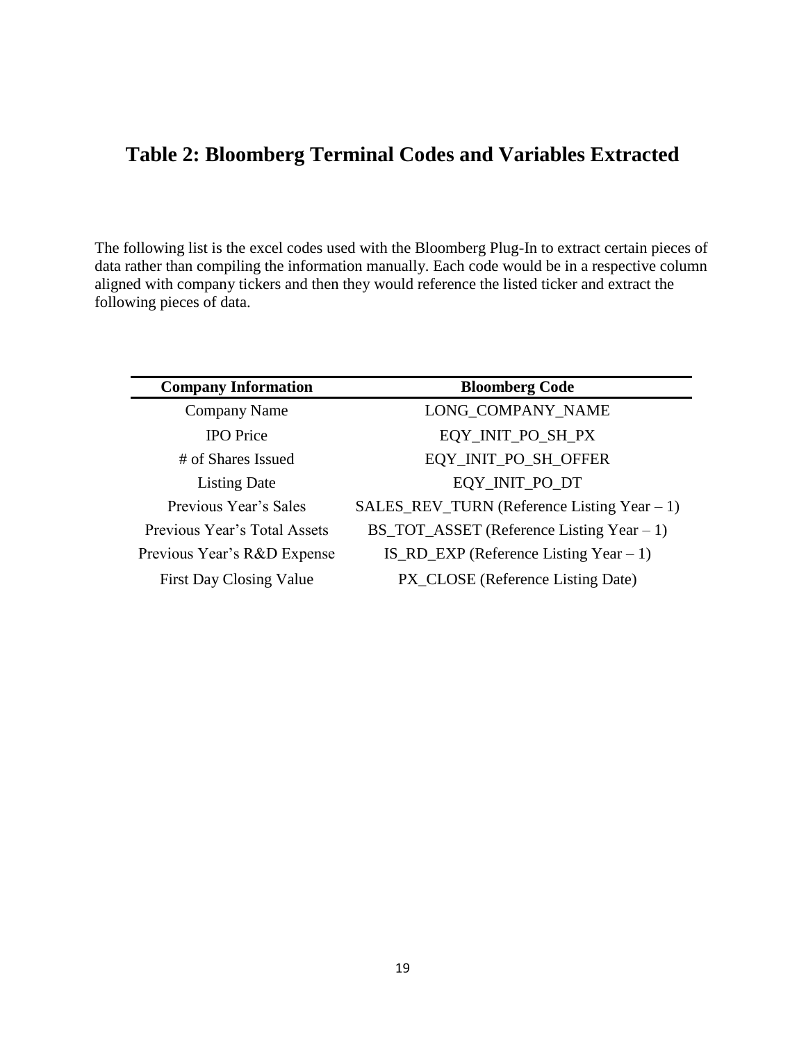# Table 2: Bloomberg Terminal Codes and Variables Extracted

The following list is the excel codes used with the Bloomberg Plug-In to extract certain pieces of data rather than compiling the information manually. Each code would be in a respective column aligned with company tickers and then they would reference the listed ticker and extract the following pieces of data.

| Company Information | Bloomberg Code |
|---|---|
| Company Name | LONG_COMPANY_NAME |
| IPO Price | EQY_INIT_PO_SH_PX |
| # of Shares Issued | EQY_INIT_PO_SH_OFFER |
| Listing Date | EQY_INIT_PO_DT |
| Previous Year's Sales | SALES_REV_TURN (Reference Listing Year – 1) |
| Previous Year's Total Assets | BS_TOT_ASSET (Reference Listing Year – 1) |
| Previous Year's R&D Expense | IS_RD_EXP (Reference Listing Year – 1) |
| First Day Closing Value | PX_CLOSE (Reference Listing Date) |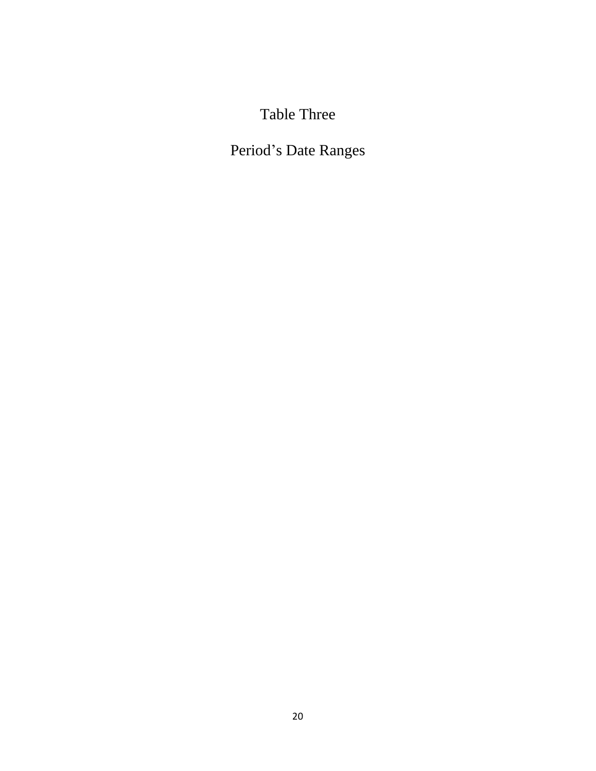Table Three

Period’s Date Ranges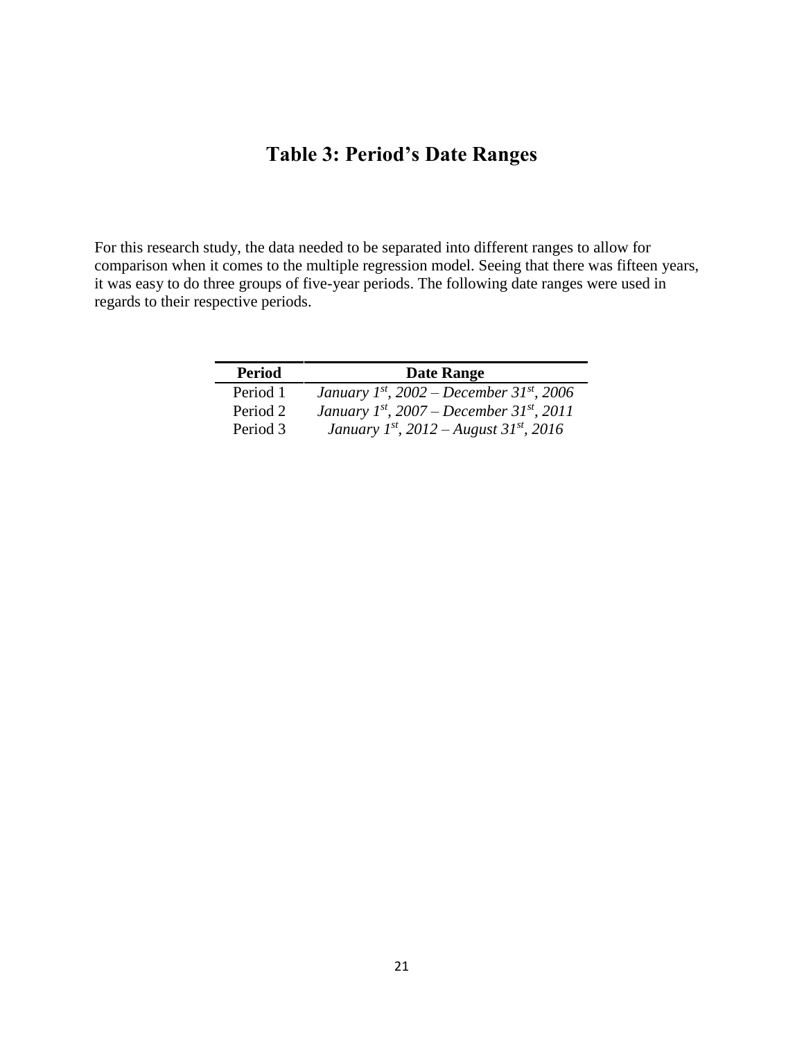# Table 3: Period's Date Ranges

For this research study, the data needed to be separated into different ranges to allow for comparison when it comes to the multiple regression model. Seeing that there was fifteen years, it was easy to do three groups of five-year periods. The following date ranges were used in regards to their respective periods.

| **Period** | **Date Range** |
|---|---|
| Period 1 | *January 1st, 2002 – December 31st, 2006* |
| Period 2 | *January 1st, 2007 – December 31st, 2011* |
| Period 3 | *January 1st, 2012 – August 31st, 2016* |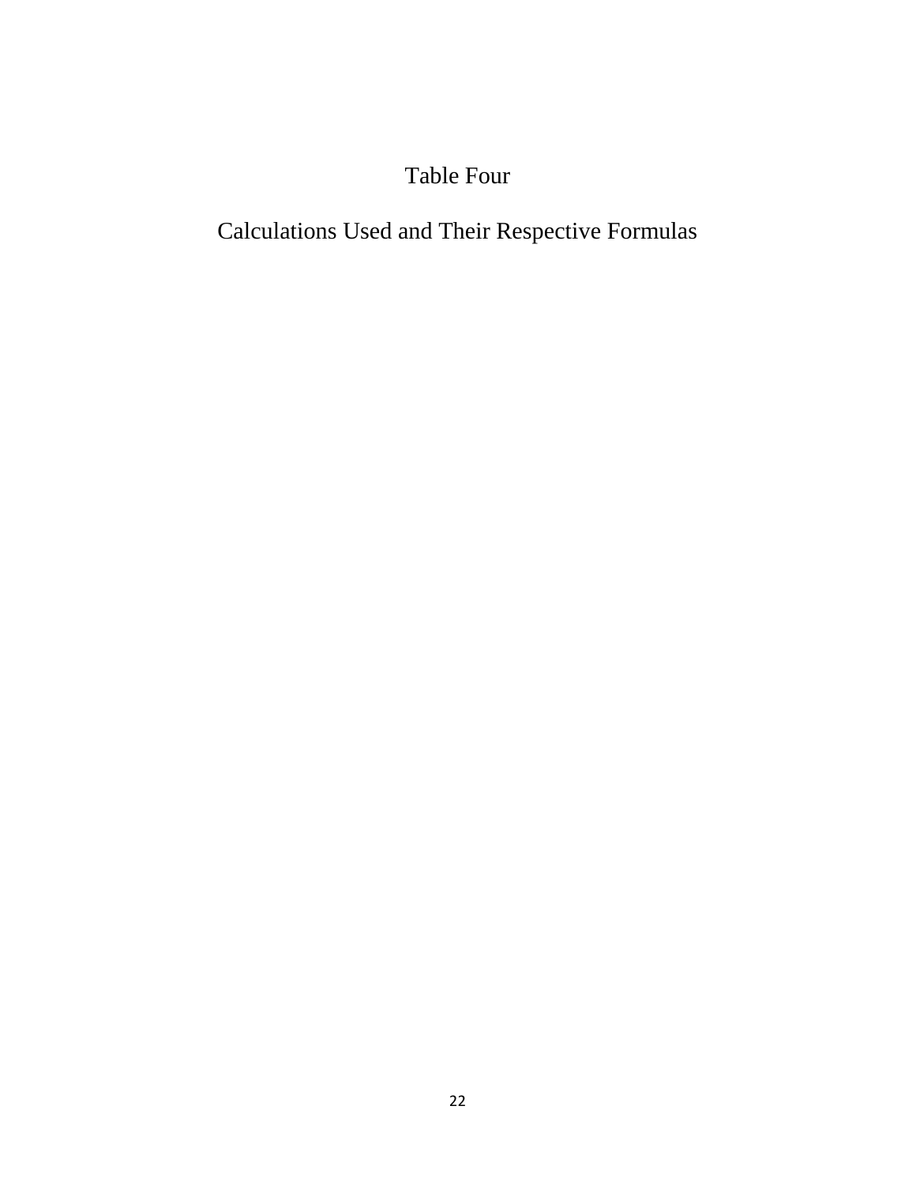Table Four

Calculations Used and Their Respective Formulas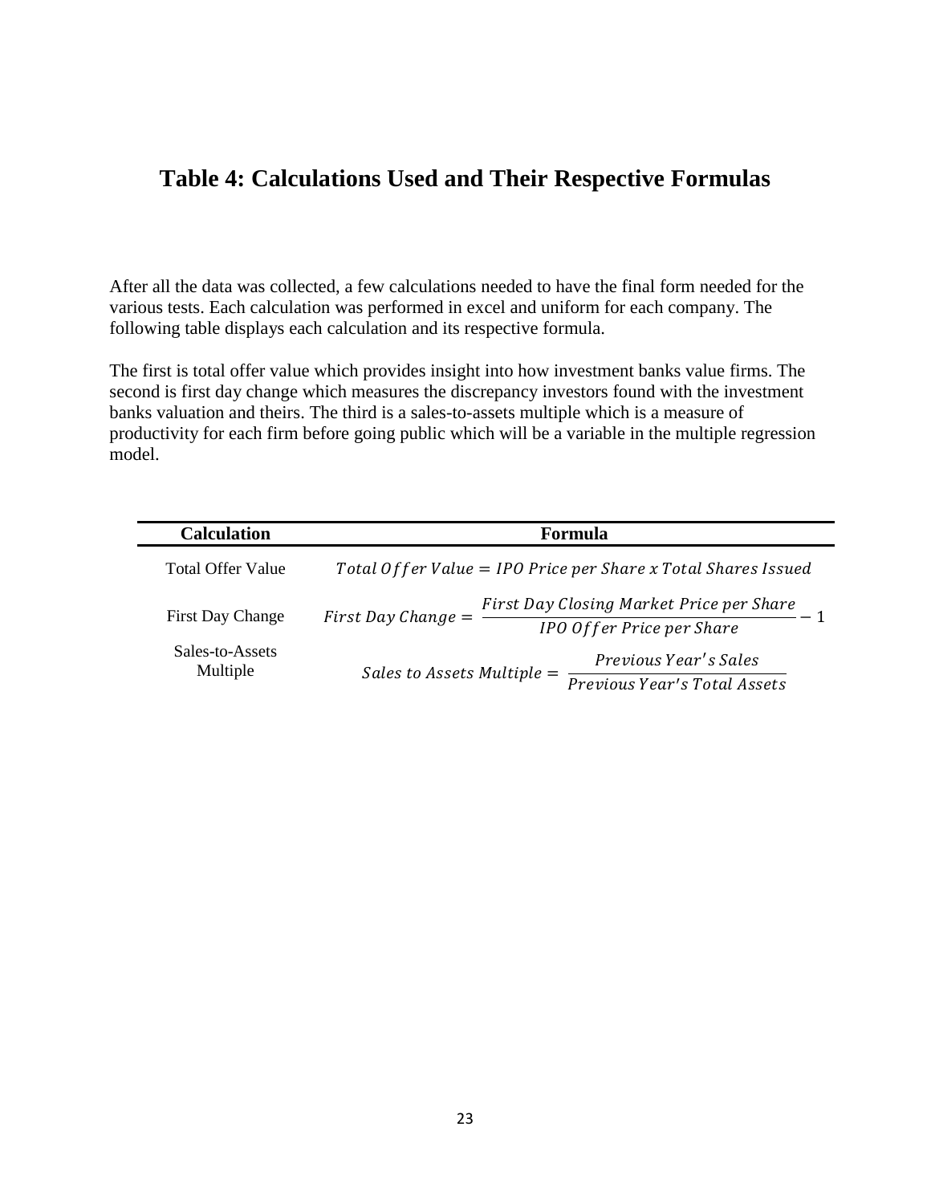## Table 4: Calculations Used and Their Respective Formulas

After all the data was collected, a few calculations needed to have the final form needed for the various tests. Each calculation was performed in excel and uniform for each company. The following table displays each calculation and its respective formula.

The first is total offer value which provides insight into how investment banks value firms. The second is first day change which measures the discrepancy investors found with the investment banks valuation and theirs. The third is a sales-to-assets multiple which is a measure of productivity for each firm before going public which will be a variable in the multiple regression model.

| Calculation | Formula |
|---|---|
| Total Offer Value | $Total\ Offer\ Value = IPO\ Price\ per\ Share\ x\ Total\ Shares\ Issued$ |
| First Day Change | $First\ Day\ Change = \frac{First\ Day\ Closing\ Market\ Price\ per\ Share}{IPO\ Offer\ Price\ per\ Share} - 1$ |
| Sales-to-Assets Multiple | $Sales\ to\ Assets\ Multiple = \frac{Previous\ Year's\ Sales}{Previous\ Year's\ Total\ Assets}$ |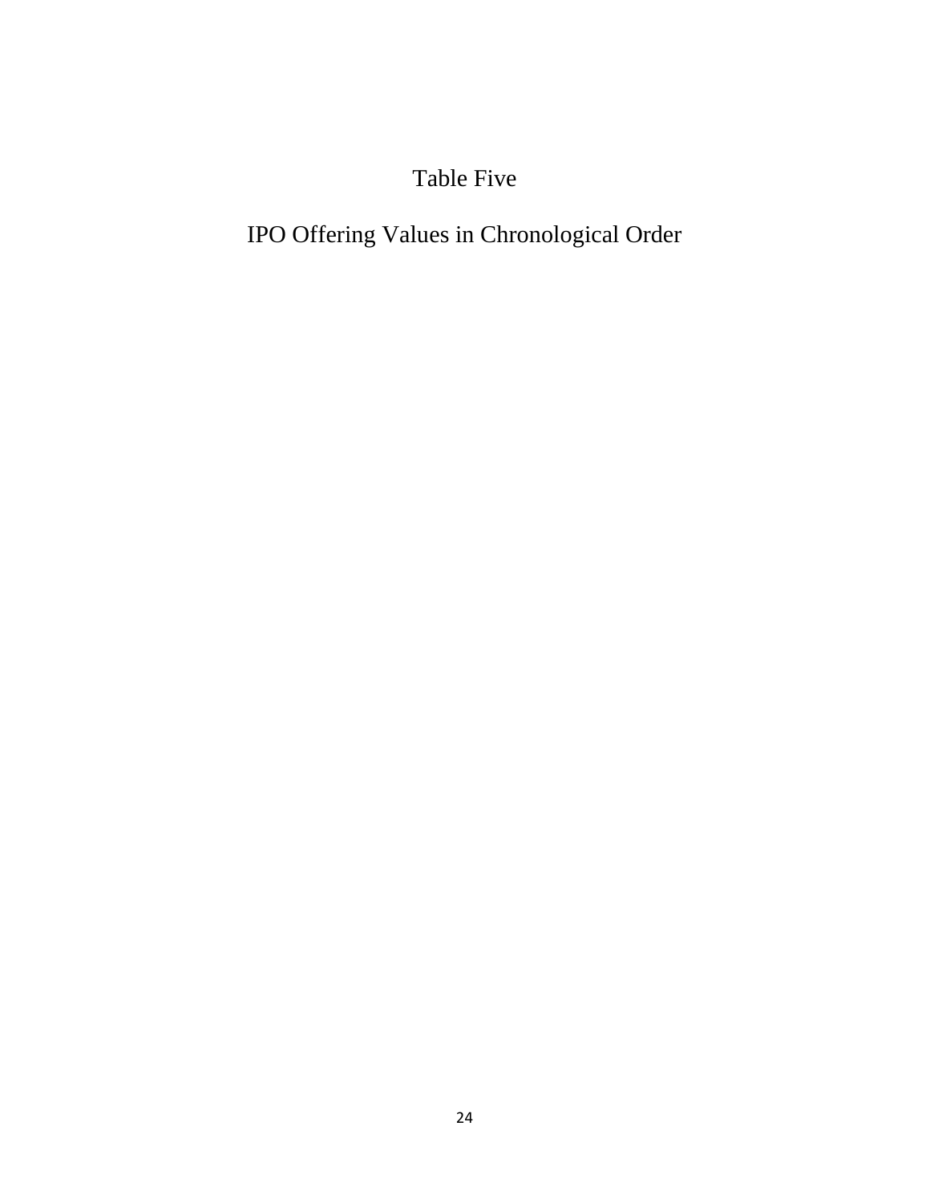# Table Five

## IPO Offering Values in Chronological Order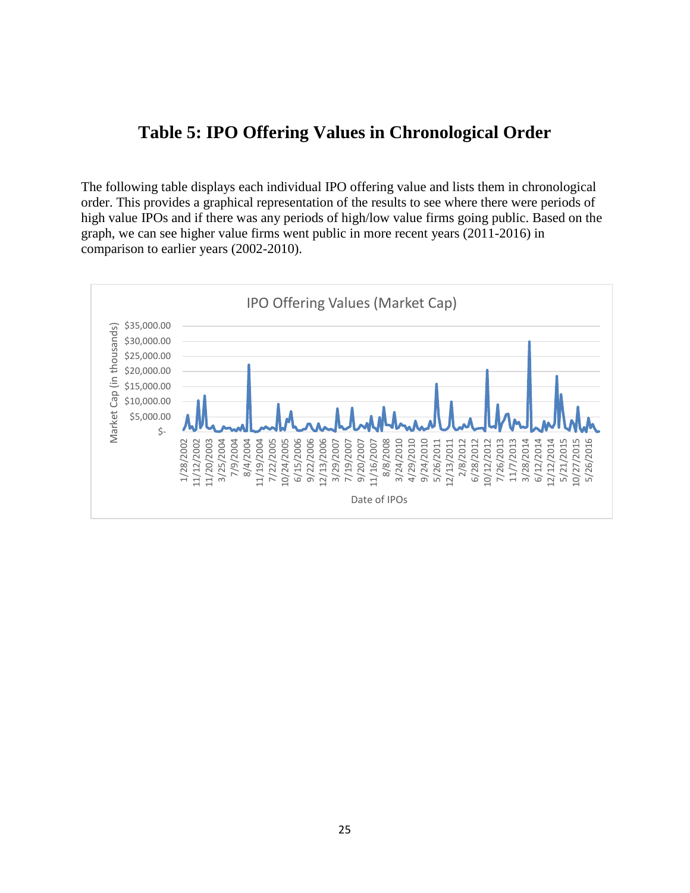# Table 5: IPO Offering Values in Chronological Order

The following table displays each individual IPO offering value and lists them in chronological order. This provides a graphical representation of the results to see where there were periods of high value IPOs and if there was any periods of high/low value firms going public. Based on the graph, we can see higher value firms went public in more recent years (2011-2016) in comparison to earlier years (2002-2010).

IPO Offering Values (Market Cap)

Market Cap (in thousands): $-, $5,000.00, $10,000.00, $15,000.00, $20,000.00, $25,000.00, $30,000.00, $35,000.00

Date of IPOs: 1/28/2002, 11/12/2002, 11/20/2003, 3/25/2004, 7/9/2004, 8/4/2004, 11/19/2004, 7/22/2005, 10/24/2005, 6/15/2006, 9/22/2006, 12/13/2006, 3/29/2007, 7/19/2007, 9/20/2007, 11/16/2007, 8/8/2008, 3/24/2010, 4/29/2010, 9/24/2010, 5/26/2011, 12/13/2011, 2/8/2012, 6/28/2012, 10/12/2012, 7/26/2013, 11/7/2013, 3/28/2014, 6/12/2014, 12/12/2014, 5/21/2015, 10/27/2015, 5/26/2016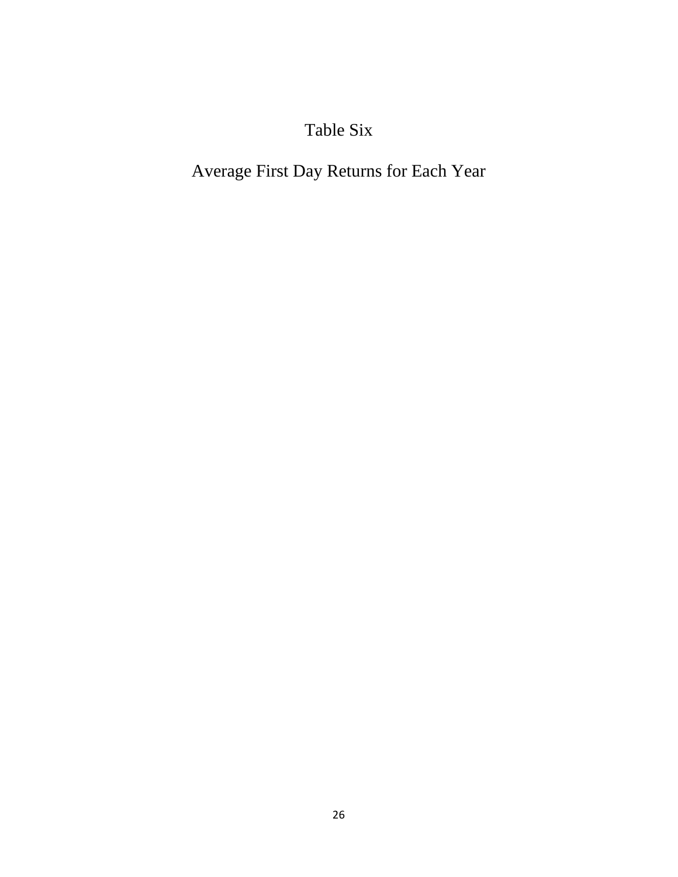Table Six

Average First Day Returns for Each Year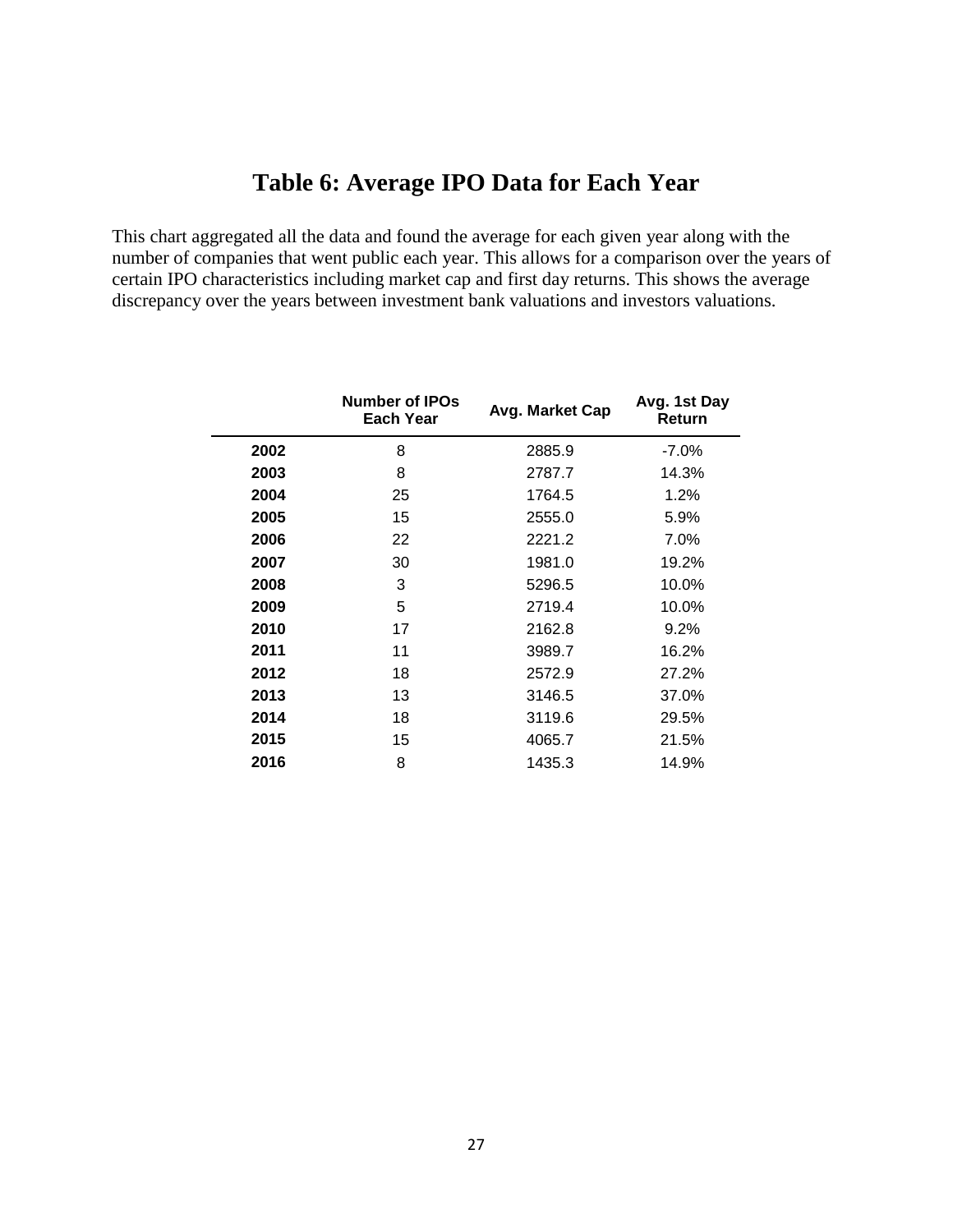# Table 6: Average IPO Data for Each Year

This chart aggregated all the data and found the average for each given year along with the number of companies that went public each year. This allows for a comparison over the years of certain IPO characteristics including market cap and first day returns. This shows the average discrepancy over the years between investment bank valuations and investors valuations.

| | Number of IPOs Each Year | Avg. Market Cap | Avg. 1st Day Return |
|---|---|---|---|
| **2002** | 8 | 2885.9 | -7.0% |
| **2003** | 8 | 2787.7 | 14.3% |
| **2004** | 25 | 1764.5 | 1.2% |
| **2005** | 15 | 2555.0 | 5.9% |
| **2006** | 22 | 2221.2 | 7.0% |
| **2007** | 30 | 1981.0 | 19.2% |
| **2008** | 3 | 5296.5 | 10.0% |
| **2009** | 5 | 2719.4 | 10.0% |
| **2010** | 17 | 2162.8 | 9.2% |
| **2011** | 11 | 3989.7 | 16.2% |
| **2012** | 18 | 2572.9 | 27.2% |
| **2013** | 13 | 3146.5 | 37.0% |
| **2014** | 18 | 3119.6 | 29.5% |
| **2015** | 15 | 4065.7 | 21.5% |
| **2016** | 8 | 1435.3 | 14.9% |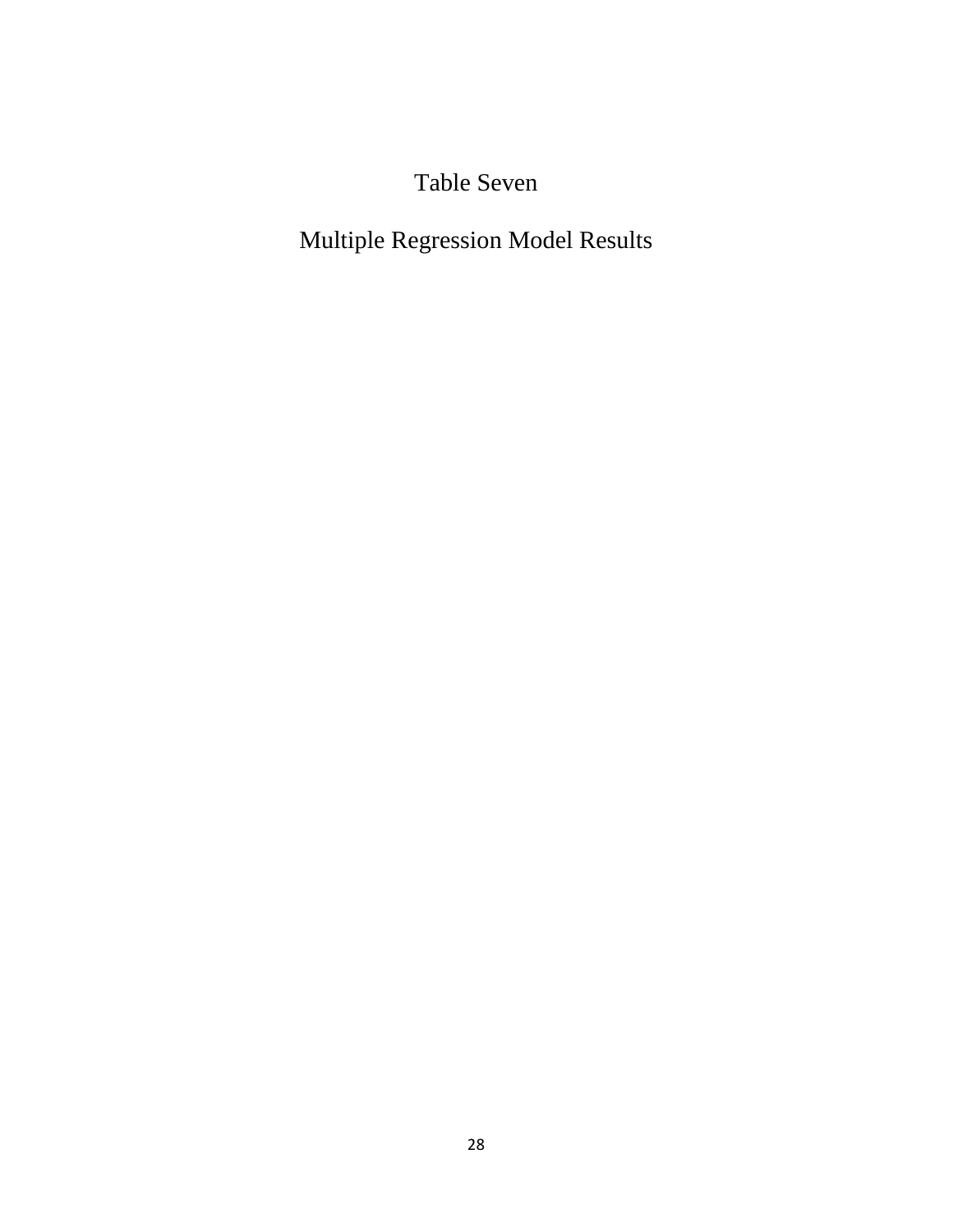Table Seven

Multiple Regression Model Results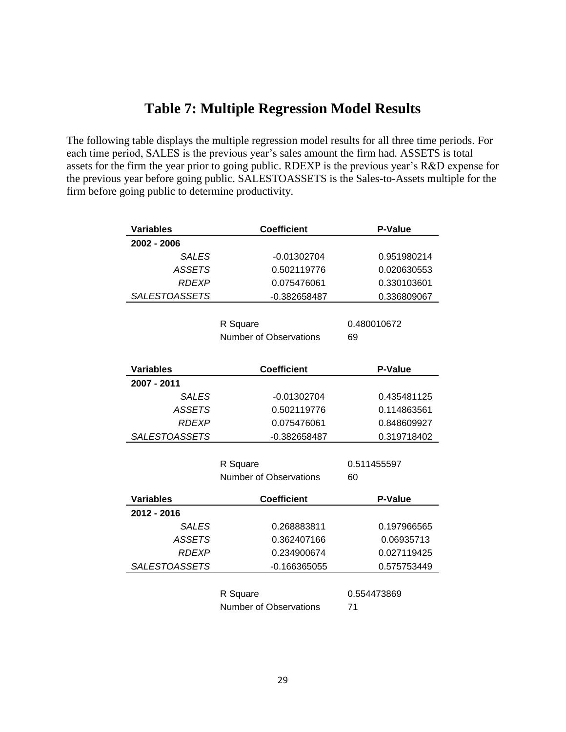# Table 7: Multiple Regression Model Results

The following table displays the multiple regression model results for all three time periods. For each time period, SALES is the previous year's sales amount the firm had. ASSETS is total assets for the firm the year prior to going public. RDEXP is the previous year's R&D expense for the previous year before going public. SALESTOASSETS is the Sales-to-Assets multiple for the firm before going public to determine productivity.

| Variables | Coefficient | P-Value |
|---|---|---|
| **2002 - 2006** | | |
| *SALES* | -0.01302704 | 0.951980214 |
| *ASSETS* | 0.502119776 | 0.020630553 |
| *RDEXP* | 0.075476061 | 0.330103601 |
| *SALESTOASSETS* | -0.382658487 | 0.336809067 |
| | R Square | 0.480010672 |
| | Number of Observations | 69 |

| Variables | Coefficient | P-Value |
|---|---|---|
| **2007 - 2011** | | |
| *SALES* | -0.01302704 | 0.435481125 |
| *ASSETS* | 0.502119776 | 0.114863561 |
| *RDEXP* | 0.075476061 | 0.848609927 |
| *SALESTOASSETS* | -0.382658487 | 0.319718402 |
| | R Square | 0.511455597 |
| | Number of Observations | 60 |

| Variables | Coefficient | P-Value |
|---|---|---|
| **2012 - 2016** | | |
| *SALES* | 0.268883811 | 0.197966565 |
| *ASSETS* | 0.362407166 | 0.06935713 |
| *RDEXP* | 0.234900674 | 0.027119425 |
| *SALESTOASSETS* | -0.166365055 | 0.575753449 |
| | R Square | 0.554473869 |
| | Number of Observations | 71 |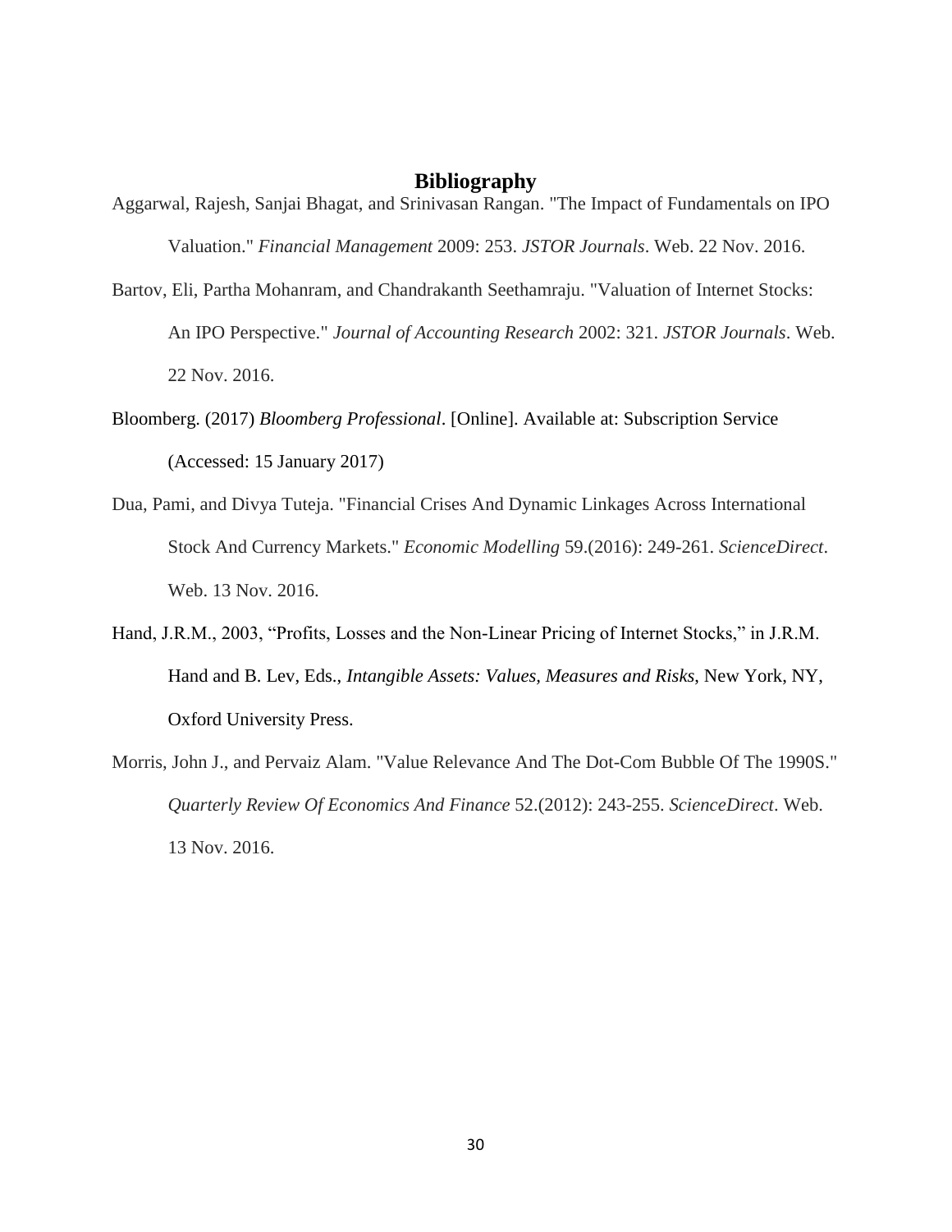# Bibliography

Aggarwal, Rajesh, Sanjai Bhagat, and Srinivasan Rangan. "The Impact of Fundamentals on IPO Valuation." *Financial Management* 2009: 253. *JSTOR Journals*. Web. 22 Nov. 2016.

Bartov, Eli, Partha Mohanram, and Chandrakanth Seethamraju. "Valuation of Internet Stocks: An IPO Perspective." *Journal of Accounting Research* 2002: 321. *JSTOR Journals*. Web. 22 Nov. 2016.

Bloomberg. (2017) *Bloomberg Professional*. [Online]. Available at: Subscription Service (Accessed: 15 January 2017)

Dua, Pami, and Divya Tuteja. "Financial Crises And Dynamic Linkages Across International Stock And Currency Markets." *Economic Modelling* 59.(2016): 249-261. *ScienceDirect*. Web. 13 Nov. 2016.

Hand, J.R.M., 2003, "Profits, Losses and the Non-Linear Pricing of Internet Stocks," in J.R.M. Hand and B. Lev, Eds., *Intangible Assets: Values, Measures and Risks*, New York, NY, Oxford University Press.

Morris, John J., and Pervaiz Alam. "Value Relevance And The Dot-Com Bubble Of The 1990S." *Quarterly Review Of Economics And Finance* 52.(2012): 243-255. *ScienceDirect*. Web. 13 Nov. 2016.